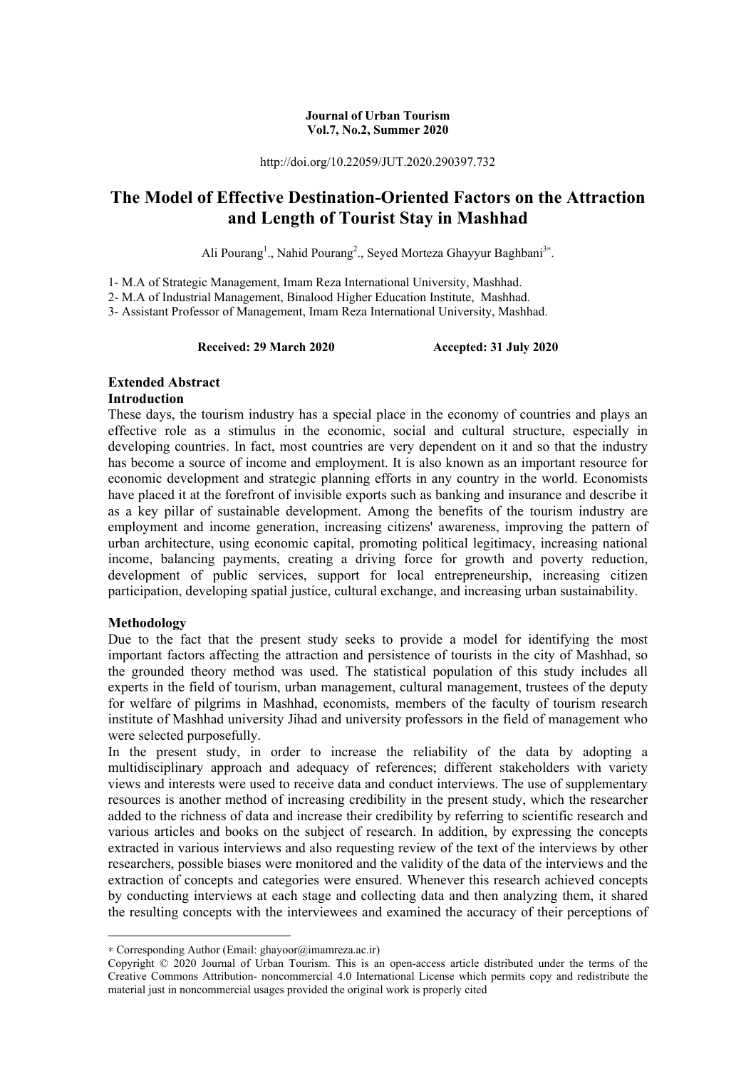**Journal of Urban Tourism**
**Vol.7, No.2, Summer 2020**

http://doi.org/10.22059/JUT.2020.290397.732

# The Model of Effective Destination-Oriented Factors on the Attraction and Length of Tourist Stay in Mashhad

Ali Pourang[1]., Nahid Pourang[2]., Seyed Morteza Ghayyur Baghbani[3*].

1- M.A of Strategic Management, Imam Reza International University, Mashhad.
2- M.A of Industrial Management, Binalood Higher Education Institute, Mashhad.
3- Assistant Professor of Management, Imam Reza International University, Mashhad.

**Received: 29 March 2020** **Accepted: 31 July 2020**

## Extended Abstract

### Introduction

These days, the tourism industry has a special place in the economy of countries and plays an effective role as a stimulus in the economic, social and cultural structure, especially in developing countries. In fact, most countries are very dependent on it and so that the industry has become a source of income and employment. It is also known as an important resource for economic development and strategic planning efforts in any country in the world. Economists have placed it at the forefront of invisible exports such as banking and insurance and describe it as a key pillar of sustainable development. Among the benefits of the tourism industry are employment and income generation, increasing citizens' awareness, improving the pattern of urban architecture, using economic capital, promoting political legitimacy, increasing national income, balancing payments, creating a driving force for growth and poverty reduction, development of public services, support for local entrepreneurship, increasing citizen participation, developing spatial justice, cultural exchange, and increasing urban sustainability.

### Methodology

Due to the fact that the present study seeks to provide a model for identifying the most important factors affecting the attraction and persistence of tourists in the city of Mashhad, so the grounded theory method was used. The statistical population of this study includes all experts in the field of tourism, urban management, cultural management, trustees of the deputy for welfare of pilgrims in Mashhad, economists, members of the faculty of tourism research institute of Mashhad university Jihad and university professors in the field of management who were selected purposefully.

In the present study, in order to increase the reliability of the data by adopting a multidisciplinary approach and adequacy of references; different stakeholders with variety views and interests were used to receive data and conduct interviews. The use of supplementary resources is another method of increasing credibility in the present study, which the researcher added to the richness of data and increase their credibility by referring to scientific research and various articles and books on the subject of research. In addition, by expressing the concepts extracted in various interviews and also requesting review of the text of the interviews by other researchers, possible biases were monitored and the validity of the data of the interviews and the extraction of concepts and categories were ensured. Whenever this research achieved concepts by conducting interviews at each stage and collecting data and then analyzing them, it shared the resulting concepts with the interviewees and examined the accuracy of their perceptions of

---

* Corresponding Author (Email: ghayoor@imamreza.ac.ir)

Copyright © 2020 Journal of Urban Tourism. This is an open-access article distributed under the terms of the Creative Commons Attribution- noncommercial 4.0 International License which permits copy and redistribute the material just in noncommercial usages provided the original work is properly cited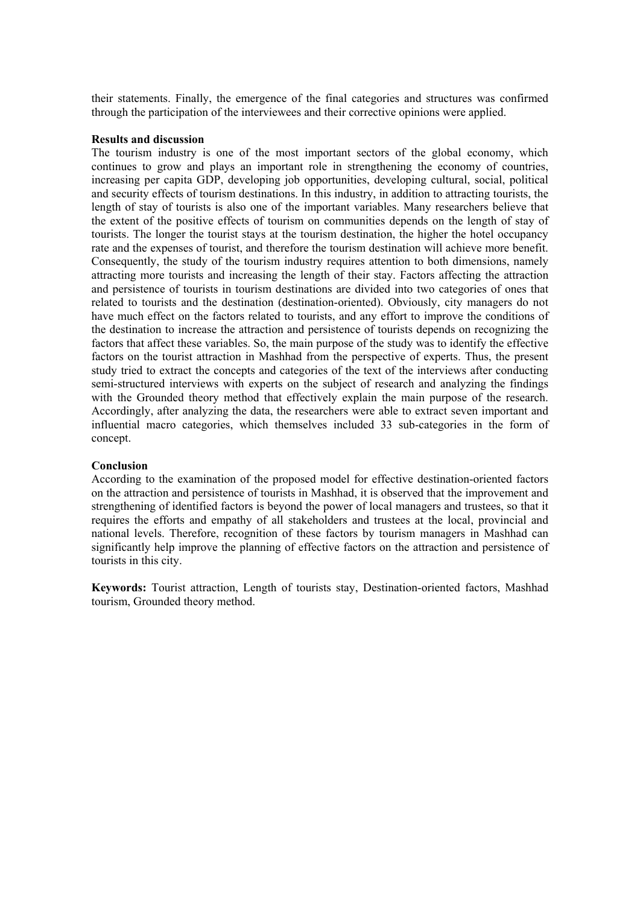their statements. Finally, the emergence of the final categories and structures was confirmed through the participation of the interviewees and their corrective opinions were applied.

**Results and discussion**

The tourism industry is one of the most important sectors of the global economy, which continues to grow and plays an important role in strengthening the economy of countries, increasing per capita GDP, developing job opportunities, developing cultural, social, political and security effects of tourism destinations. In this industry, in addition to attracting tourists, the length of stay of tourists is also one of the important variables. Many researchers believe that the extent of the positive effects of tourism on communities depends on the length of stay of tourists. The longer the tourist stays at the tourism destination, the higher the hotel occupancy rate and the expenses of tourist, and therefore the tourism destination will achieve more benefit. Consequently, the study of the tourism industry requires attention to both dimensions, namely attracting more tourists and increasing the length of their stay. Factors affecting the attraction and persistence of tourists in tourism destinations are divided into two categories of ones that related to tourists and the destination (destination-oriented). Obviously, city managers do not have much effect on the factors related to tourists, and any effort to improve the conditions of the destination to increase the attraction and persistence of tourists depends on recognizing the factors that affect these variables. So, the main purpose of the study was to identify the effective factors on the tourist attraction in Mashhad from the perspective of experts. Thus, the present study tried to extract the concepts and categories of the text of the interviews after conducting semi-structured interviews with experts on the subject of research and analyzing the findings with the Grounded theory method that effectively explain the main purpose of the research. Accordingly, after analyzing the data, the researchers were able to extract seven important and influential macro categories, which themselves included 33 sub-categories in the form of concept.

**Conclusion**

According to the examination of the proposed model for effective destination-oriented factors on the attraction and persistence of tourists in Mashhad, it is observed that the improvement and strengthening of identified factors is beyond the power of local managers and trustees, so that it requires the efforts and empathy of all stakeholders and trustees at the local, provincial and national levels. Therefore, recognition of these factors by tourism managers in Mashhad can significantly help improve the planning of effective factors on the attraction and persistence of tourists in this city.

**Keywords:** Tourist attraction, Length of tourists stay, Destination-oriented factors, Mashhad tourism, Grounded theory method.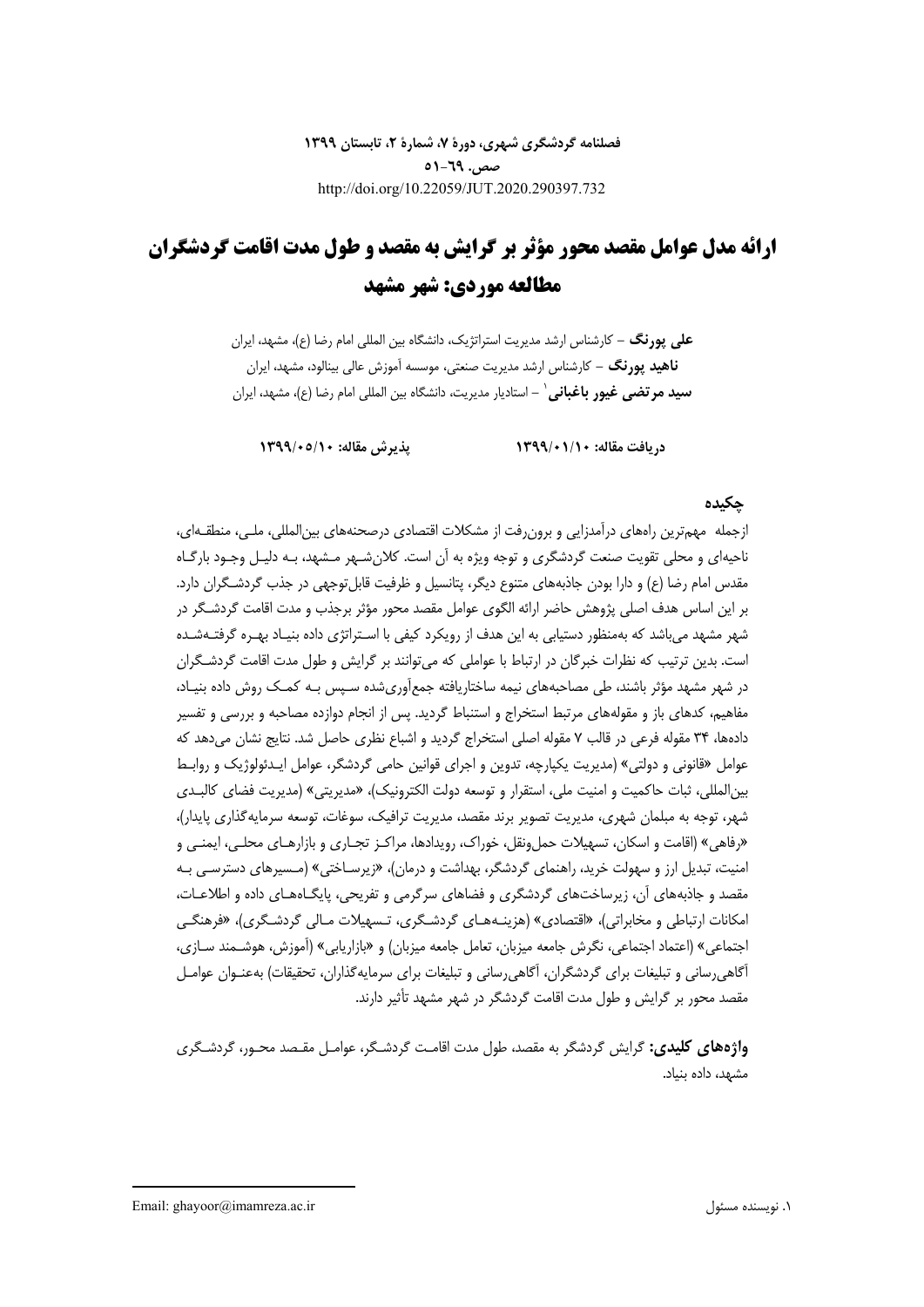**فصلنامه گردشگری شهری، دورۀ ۷، شمارۀ ۲، تابستان ۱۳۹۹**

**صص. ۶۹-۵۱**

http://doi.org/10.22059/JUT.2020.290397.732

# ارائه مدل عوامل مقصد محور مؤثر بر گرایش به مقصد و طول مدت اقامت گردشگران مطالعه موردی: شهر مشهد

**علی پورنگ** – کارشناس ارشد مدیریت استراتژیک، دانشگاه بین المللی امام رضا (ع)، مشهد، ایران

**ناهید پورنگ** – کارشناس ارشد مدیریت صنعتی، موسسه آموزش عالی بینالود، مشهد، ایران

**سید مرتضی غیور باغبانی**[۱] – استادیار مدیریت، دانشگاه بین المللی امام رضا (ع)، مشهد، ایران

**دریافت مقاله: ۱۳۹۹/۰۱/۱۰** **پذیرش مقاله: ۱۳۹۹/۰۵/۱۰**

## چکیده

ازجمله مهم‌ترین راه‌های درآمدزایی و برون‌رفت از مشکلات اقتصادی درصحنه‌های بین‌المللی، ملی، منطقه‌ای، ناحیه‌ای و محلی تقویت صنعت گردشگری و توجه ویژه به آن است. کلان‌شهر مشهد، به دلیل وجود بارگاه مقدس امام رضا (ع) و دارا بودن جاذبه‌های متنوع دیگر، پتانسیل و ظرفیت قابل‌توجهی در جذب گردشگران دارد. بر این اساس هدف اصلی پژوهش حاضر ارائه الگوی عوامل مقصد محور مؤثر برجذب و مدت اقامت گردشگر در شهر مشهد می‌باشد که به‌منظور دستیابی به این هدف از رویکرد کیفی با استراتژی داده بنیاد بهره گرفته‌شده است. بدین ترتیب که نظرات خبرگان در ارتباط با عواملی که می‌توانند بر گرایش و طول مدت اقامت گردشگران در شهر مشهد مؤثر باشند، طی مصاحبه‌های نیمه ساختاریافته جمع‌آوری‌شده سپس به کمک روش داده بنیاد، مفاهیم، کدهای باز و مقوله‌های مرتبط استخراج و استنباط گردید. پس از انجام دوازده مصاحبه و بررسی و تفسیر داده‌ها، ۳۴ مقوله فرعی در قالب ۷ مقوله اصلی استخراج گردید و اشباع نظری حاصل شد. نتایج نشان می‌دهد که عوامل «قانونی و دولتی» (مدیریت یکپارچه، تدوین و اجرای قوانین حامی گردشگر، عوامل ایدئولوژیک و روابط بین‌المللی، ثبات حاکمیت و امنیت ملی، استقرار و توسعه دولت الکترونیک)، «مدیریتی» (مدیریت فضای کالبدی شهر، توجه به مبلمان شهری، مدیریت تصویر برند مقصد، مدیریت ترافیک، سوغات، توسعه سرمایه‌گذاری پایدار)، «رفاهی» (اقامت و اسکان، تسهیلات حمل‌ونقل، خوراک، رویدادها، مراکز تجاری و بازارهای محلی، ایمنی و امنیت، تبدیل ارز و سهولت خرید، راهنمای گردشگر، بهداشت و درمان)، «زیرساختی» (مسیرهای دسترسی به مقصد و جاذبه‌های آن، زیرساخت‌های گردشگری و فضاهای سرگرمی و تفریحی، پایگاه‌های داده و اطلاعات، امکانات ارتباطی و مخابراتی)، «اقتصادی» (هزینه‌های گردشگری، تسهیلات مالی گردشگری)، «فرهنگی اجتماعی» (اعتماد اجتماعی، نگرش جامعه میزبان، تعامل جامعه میزبان) و «بازاریابی» (آموزش، هوشمند سازی، آگاهی‌رسانی و تبلیغات برای گردشگران، آگاهی‌رسانی و تبلیغات برای سرمایه‌گذاران، تحقیقات) به‌عنوان عوامل مقصد محور بر گرایش و طول مدت اقامت گردشگر در شهر مشهد تأثیر دارند.

**واژه‌های کلیدی:** گرایش گردشگر به مقصد، طول مدت اقامت گردشگر، عوامل مقصد محور، گردشگری مشهد، داده بنیاد.

---

۱. نویسنده مسئول Email: ghayoor@imamreza.ac.ir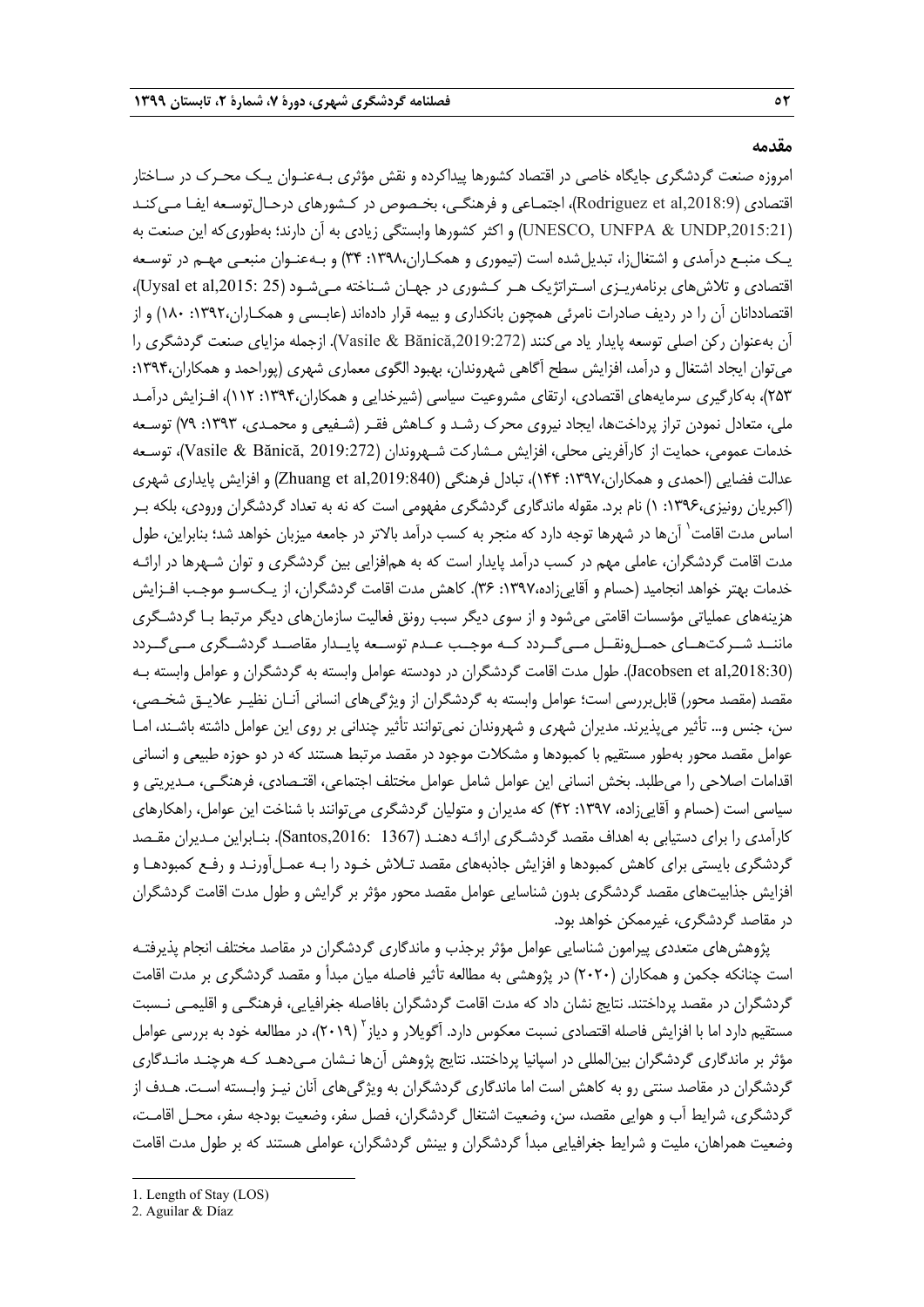## مقدمه

امروزه صنعت گردشگری جایگاه خاصی در اقتصاد کشورها پیداکرده و نقش مؤثری به‌عنوان یک محرک در ساختار اقتصادی (Rodriguez et al,2018:9)، اجتماعی و فرهنگی، بخصوص در کشورهای درحال‌توسعه ایفا می‌کند (UNESCO, UNFPA & UNDP,2015:21) و اکثر کشورها وابستگی زیادی به آن دارند؛ به‌طوری‌که این صنعت به یک منبع درآمدی و اشتغال‌زا، تبدیل‌شده است (تیموری و همکاران،۱۳۹۸: ۳۴) و به‌عنوان منبعی مهم در توسعه اقتصادی و تلاش‌های برنامه‌ریزی استراتژیک هر کشوری در جهان شناخته می‌شود (Uysal et al,2015: 25)، اقتصاددانان آن را در ردیف صادرات نامرئی همچون بانکداری و بیمه قرار داده‌اند (عابسی و همکاران،۱۳۹۲: ۱۸۰) و از آن به‌عنوان رکن اصلی توسعه پایدار یاد می‌کنند (Vasile & Bănică,2019:272). ازجمله مزایای صنعت گردشگری را می‌توان ایجاد اشتغال و درآمد، افزایش سطح آگاهی شهروندان، بهبود الگوی معماری شهری (پوراحمد و همکاران،۱۳۹۴: ۲۵۳)، به‌کارگیری سرمایه‌های اقتصادی، ارتقای مشروعیت سیاسی (شیرخدایی و همکاران،۱۳۹۴: ۱۱۲)، افزایش درآمد ملی، متعادل نمودن تراز پرداخت‌ها، ایجاد نیروی محرک رشد و کاهش فقر (شفیعی و محمدی، ۱۳۹۳: ۷۹) توسعه خدمات عمومی، حمایت از کارآفرینی محلی، افزایش مشارکت شهروندان (Vasile & Bănică, 2019:272)، توسعه عدالت فضایی (احمدی و همکاران،۱۳۹۷: ۱۴۴)، تبادل فرهنگی (Zhuang et al,2019:840) و افزایش پایداری شهری (اکبریان رونیزی،۱۳۹۶: ۱) نام برد. مقوله ماندگاری گردشگری مفهومی است که نه به تعداد گردشگران ورودی، بلکه بر اساس مدت اقامت[1] آن‌ها در شهرها توجه دارد که منجر به کسب درآمد بالاتر در جامعه میزبان خواهد شد؛ بنابراین، طول مدت اقامت گردشگران، عاملی مهم در کسب درآمد پایدار است که به هم‌افزایی بین گردشگری و توان شهرها در ارائه خدمات بهتر خواهد انجامید (حسام و آقایی‌زاده،۱۳۹۷: ۳۶). کاهش مدت اقامت گردشگران، از یک‌سو موجب افزایش هزینه‌های عملیاتی مؤسسات اقامتی می‌شود و از سوی دیگر سبب رونق فعالیت سازمان‌های دیگر مرتبط با گردشگری مانند شرکت‌های حمل‌ونقل می‌گردد که موجب عدم توسعه پایدار مقاصد گردشگری می‌گردد (Jacobsen et al,2018:30). طول مدت اقامت گردشگران در دودسته عوامل وابسته به گردشگران و عوامل وابسته به مقصد (مقصد محور) قابل‌بررسی است؛ عوامل وابسته به گردشگران از ویژگی‌های انسانی آنان نظیر علایق شخصی، سن، جنس و... تأثیر می‌پذیرند. مدیران شهری و شهروندان نمی‌توانند تأثیر چندانی بر روی این عوامل داشته باشند، اما عوامل مقصد محور به‌طور مستقیم با کمبودها و مشکلات موجود در مقصد مرتبط هستند که در دو حوزه طبیعی و انسانی اقدامات اصلاحی را می‌طلبد. بخش انسانی این عوامل شامل عوامل مختلف اجتماعی، اقتصادی، فرهنگی، مدیریتی و سیاسی است (حسام و آقایی‌زاده، ۱۳۹۷: ۴۲) که مدیران و متولیان گردشگری می‌توانند با شناخت این عوامل، راهکارهای کارآمدی را برای دستیابی به اهداف مقصد گردشگری ارائه دهند (Santos,2016: 1367). بنابراین مدیران مقصد گردشگری بایستی برای کاهش کمبودها و افزایش جاذبه‌های مقصد تلاش خود را به عمل‌آورند و رفع کمبودها و افزایش جذابیت‌های مقصد گردشگری بدون شناسایی عوامل مقصد محور مؤثر بر گرایش و طول مدت اقامت گردشگران در مقاصد گردشگری، غیرممکن خواهد بود.

پژوهش‌های متعددی پیرامون شناسایی عوامل مؤثر برجذب و ماندگاری گردشگران در مقاصد مختلف انجام پذیرفته است چنانکه جکمن و همکاران (۲۰۲۰) در پژوهشی به مطالعه تأثیر فاصله میان مبدأ و مقصد گردشگری بر مدت اقامت گردشگران در مقصد پرداختند. نتایج نشان داد که مدت اقامت گردشگران بافاصله جغرافیایی، فرهنگی و اقلیمی نسبت مستقیم دارد اما با افزایش فاصله اقتصادی نسبت معکوس دارد. آگویلار و دیاز[2] (۲۰۱۹)، در مطالعه خود به بررسی عوامل مؤثر بر ماندگاری گردشگران بین‌المللی در اسپانیا پرداختند. نتایج پژوهش آن‌ها نشان می‌دهد که هرچند ماندگاری گردشگران در مقاصد سنتی رو به کاهش است اما ماندگاری گردشگران به ویژگی‌های آنان نیز وابسته است. هدف از گردشگری، شرایط آب و هوایی مقصد، سن، وضعیت اشتغال گردشگران، فصل سفر، وضعیت بودجه سفر، محل اقامت، وضعیت همراهان، ملیت و شرایط جغرافیایی مبدأ گردشگران و بینش گردشگران، عواملی هستند که بر طول مدت اقامت

---

1. Length of Stay (LOS)
2. Aguilar & Díaz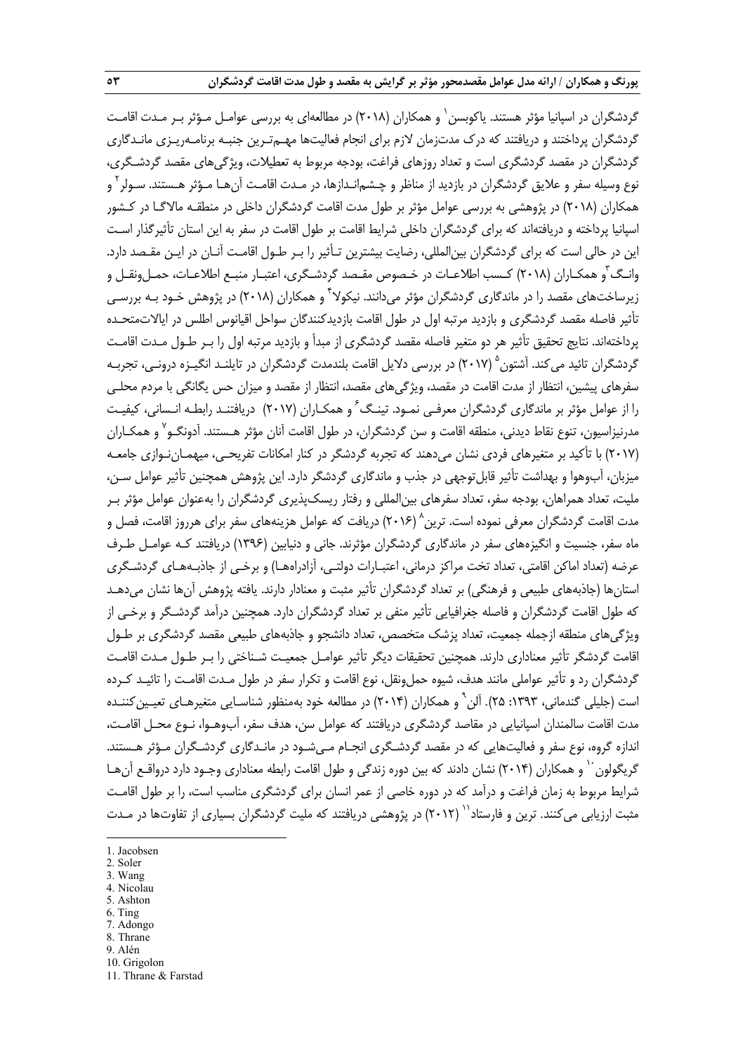گردشگران در اسپانیا مؤثر هستند. یاکوبسن[1] و همکاران (۲۰۱۸) در مطالعه‌ای به بررسی عوامل مؤثر بر مدت اقامت گردشگران پرداختند و دریافتند که درک مدت‌زمان لازم برای انجام فعالیت‌ها مهم‌ترین جنبه برنامه‌ریزی ماندگاری گردشگران در مقصد گردشگری است و تعداد روزهای فراغت، بودجه مربوط به تعطیلات، ویژگی‌های مقصد گردشگری، نوع وسیله سفر و علایق گردشگران در بازدید از مناظر و چشم‌اندازها، در مدت اقامت آن‌ها مؤثر هستند. سولر[2] و همکاران (۲۰۱۸) در پژوهشی به بررسی عوامل مؤثر بر طول مدت اقامت گردشگران داخلی در منطقه مالاگا در کشور اسپانیا پرداخته و دریافته‌اند که برای گردشگران داخلی شرایط اقامت بر طول اقامت در سفر به این استان تأثیرگذار است این در حالی است که برای گردشگران بین‌المللی، رضایت بیشترین تأثیر را بر طول اقامت آنان در این مقصد دارد. وانگ[3] و همکاران (۲۰۱۸) کسب اطلاعات در خصوص مقصد گردشگری، اعتبار منبع اطلاعات، حمل‌ونقل و زیرساخت‌های مقصد را در ماندگاری گردشگران مؤثر می‌دانند. نیکولا[4] و همکاران (۲۰۱۸) در پژوهش خود به بررسی تأثیر فاصله مقصد گردشگری و بازدید مرتبه اول در طول اقامت بازدیدکنندگان سواحل اقیانوس اطلس در ایالات‌متحده پرداخته‌اند. نتایج تحقیق تأثیر هر دو متغیر فاصله مقصد گردشگری از مبدأ و بازدید مرتبه اول را بر طول مدت اقامت گردشگران تائید می‌کند. آشتون[5] (۲۰۱۷) در بررسی دلایل اقامت بلندمدت گردشگران در تایلند انگیزه درونی، تجربه سفرهای پیشین، انتظار از مدت اقامت در مقصد، ویژگی‌های مقصد، انتظار از مقصد و میزان حس یگانگی با مردم محلی را از عوامل مؤثر بر ماندگاری گردشگران معرفی نمود. تینگ[6] و همکاران (۲۰۱۷) دریافتند رابطه انسانی، کیفیت مدرنیزاسیون، تنوع نقاط دیدنی، منطقه اقامت و سن گردشگران، در طول اقامت آنان مؤثر هستند. آدونگو[7] و همکاران (۲۰۱۷) با تأکید بر متغیرهای فردی نشان می‌دهند که تجربه گردشگر در کنار امکانات تفریحی، میهمان‌نوازی جامعه میزبان، آب‌وهوا و بهداشت تأثیر قابل‌توجهی در جذب و ماندگاری گردشگر دارد. این پژوهش همچنین تأثیر عوامل سن، ملیت، تعداد همراهان، بودجه سفر، تعداد سفرهای بین‌المللی و رفتار ریسک‌پذیری گردشگران را به‌عنوان عوامل مؤثر بر مدت اقامت گردشگران معرفی نموده است. ترین[8] (۲۰۱۶) دریافت که عوامل هزینه‌های سفر برای هرروز اقامت، فصل و ماه سفر، جنسیت و انگیزه‌های سفر در ماندگاری گردشگران مؤثرند. جانی و دنیابین (۱۳۹۶) دریافتند که عوامل طرف عرضه (تعداد اماکن اقامتی، تعداد تخت مراکز درمانی، اعتبارات دولتی، آزادراه‌ها) و برخی از جاذبه‌های گردشگری استان‌ها (جاذبه‌های طبیعی و فرهنگی) بر تعداد گردشگران تأثیر مثبت و معنادار دارند. یافته پژوهش آن‌ها نشان می‌دهد که طول اقامت گردشگران و فاصله جغرافیایی تأثیر منفی بر تعداد گردشگران دارد. همچنین درآمد گردشگر و برخی از ویژگی‌های منطقه ازجمله جمعیت، تعداد پزشک متخصص، تعداد دانشجو و جاذبه‌های طبیعی مقصد گردشگری بر طول اقامت گردشگر تأثیر معناداری دارند. همچنین تحقیقات دیگر تأثیر عوامل جمعیت شناختی را بر طول مدت اقامت گردشگران رد و تأثیر عواملی مانند هدف، شیوه حمل‌ونقل، نوع اقامت و تکرار سفر در طول مدت اقامت را تائید کرده است (جلیلی گندمانی، ۱۳۹۳: ۲۵). آلن[9] و همکاران (۲۰۱۴) در مطالعه خود به‌منظور شناسایی متغیرهای تعیین‌کننده مدت اقامت سالمندان اسپانیایی در مقاصد گردشگری دریافتند که عوامل سن، هدف سفر، آب‌وهوا، نوع محل اقامت، اندازه گروه، نوع سفر و فعالیت‌هایی که در مقصد گردشگری انجام می‌شود در ماندگاری گردشگران مؤثر هستند. گریگولون[10] و همکاران (۲۰۱۴) نشان دادند که بین دوره زندگی و طول اقامت رابطه معناداری وجود دارد درواقع آن‌ها شرایط مربوط به زمان فراغت و درآمد که در دوره خاصی از عمر انسان برای گردشگری مناسب است، را بر طول اقامت مثبت ارزیابی می‌کنند. ترین و فارستاد[11] (۲۰۱۲) در پژوهشی دریافتند که ملیت گردشگران بسیاری از تفاوت‌ها در مدت

1. Jacobsen
2. Soler
3. Wang
4. Nicolau
5. Ashton
6. Ting
7. Adongo
8. Thrane
9. Alén
10. Grigolon
11. Thrane & Farstad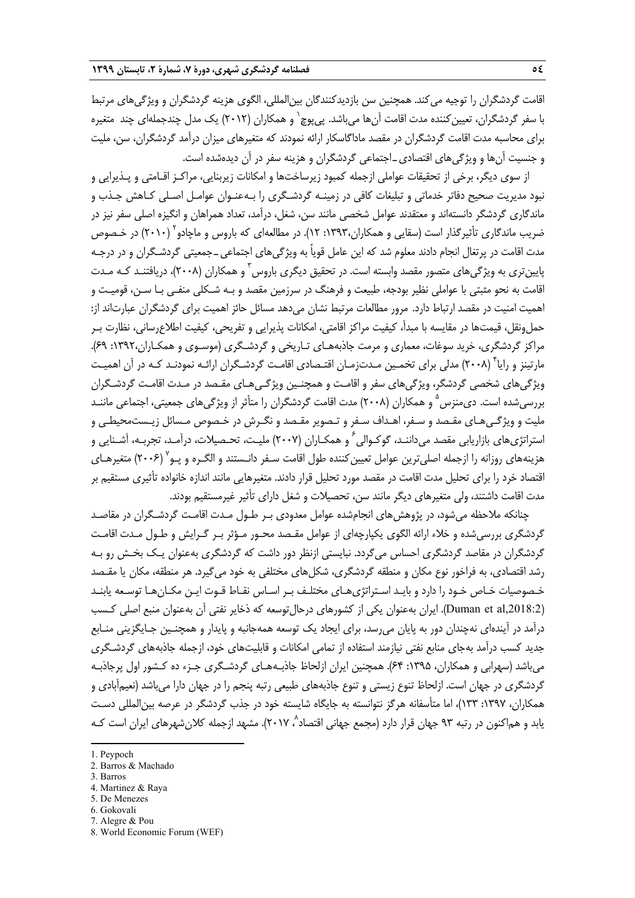اقامت گردشگران را توجیه می‌کند. همچنین سن بازدیدکنندگان بین‌المللی، الگوی هزینه گردشگران و ویژگی‌های مرتبط با سفر گردشگران، تعیین‌کننده مدت اقامت آن‌ها می‌باشد. پی‌پوچ[1] و همکاران (۲۰۱۲) یک مدل چندجمله‌ای چند متغیره برای محاسبه مدت اقامت گردشگران در مقصد ماداگاسکار ارائه نمودند که متغیرهای میزان درآمد گردشگران، سن، ملیت و جنسیت آن‌ها و ویژگی‌های اقتصادی ـ اجتماعی گردشگران و هزینه سفر در آن دیده‌شده است.

از سوی دیگر، برخی از تحقیقات عواملی ازجمله کمبود زیرساخت‌ها و امکانات زیربنایی، مراکز اقامتی و پذیرایی و نبود مدیریت صحیح دفاتر خدماتی و تبلیغات کافی در زمینه گردشگری را به‌عنوان عوامل اصلی کاهش جذب و ماندگاری گردشگر دانسته‌اند و معتقدند عوامل شخصی مانند سن، شغل، درآمد، تعداد همراهان و انگیزه اصلی سفر نیز در ضریب ماندگاری تأثیرگذار است (سقایی و همکاران،۱۳۹۳: ۱۲). در مطالعه‌ای که باروس و ماچادو[2] (۲۰۱۰) در خصوص مدت اقامت در پرتغال انجام دادند معلوم شد که این عامل قویاً به ویژگی‌های اجتماعی ـ جمعیتی گردشگران و در درجه پایین‌تری به ویژگی‌های متصور مقصد وابسته است. در تحقیق دیگری باروس[3] و همکاران (۲۰۰۸)، دریافتند که مدت اقامت به نحو مثبتی با عواملی نظیر بودجه، طبیعت و فرهنگ در سرزمین مقصد و به شکلی منفی با سن، قومیت و اهمیت امنیت در مقصد ارتباط دارد. مرور مطالعات مرتبط نشان می‌دهد مسائل حائز اهمیت برای گردشگران عبارت‌اند از: حمل‌ونقل، قیمت‌ها در مقایسه با مبدأ، کیفیت مراکز اقامتی، امکانات پذیرایی و تفریحی، کیفیت اطلاع‌رسانی، نظارت بر مراکز گردشگری، خرید سوغات، معماری و مرمت جاذبه‌های تاریخی و گردشگری (موسوی و همکاران،۱۳۹۲: ۶۹). مارتینز و رایا[4] (۲۰۰۸) مدلی برای تخمین مدت‌زمان اقتصادی اقامت گردشگران ارائه نمودند که در آن اهمیت ویژگی‌های شخصی گردشگر، ویژگی‌های سفر و اقامت و همچنین ویژگی‌های مقصد در مدت اقامت گردشگران بررسی‌شده است. دی‌منزس[5] و همکاران (۲۰۰۸) مدت اقامت گردشگران را متأثر از ویژگی‌های جمعیتی، اجتماعی مانند ملیت و ویژگی‌های مقصد و سفر، اهداف سفر و تصویر مقصد و نگرش در خصوص مسائل زیست‌محیطی و استراتژی‌های بازاریابی مقصد می‌دانند، گوکوالی[6] و همکاران (۲۰۰۷) ملیت، تحصیلات، درآمد، تجربه، آشنایی و هزینه‌های روزانه را ازجمله اصلی‌ترین عوامل تعیین‌کننده طول اقامت سفر دانستند و الگره و پو[7] (۲۰۰۶) متغیرهای اقتصاد خرد را برای تحلیل مدت اقامت در مقصد مورد تحلیل قرار دادند. متغیرهایی مانند اندازه خانواده تأثیری مستقیم بر مدت اقامت داشتند، ولی متغیرهای دیگر مانند سن، تحصیلات و شغل دارای تأثیر غیرمستقیم بودند.

چنانکه ملاحظه می‌شود، در پژوهش‌های انجام‌شده عوامل معدودی بر طول مدت اقامت گردشگران در مقاصد گردشگری بررسی‌شده و خلاء ارائه الگوی یکپارچه‌ای از عوامل مقصد محور مؤثر بر گرایش و طول مدت اقامت گردشگران در مقاصد گردشگری احساس می‌گردد. نبایستی ازنظر دور داشت که گردشگری به‌عنوان یک بخش رو به رشد اقتصادی، به فراخور نوع مکان و منطقه گردشگری، شکل‌های مختلفی به خود می‌گیرد. هر منطقه، مکان یا مقصد خصوصیات خاص خود را دارد و باید استراتژی‌های مختلف بر اساس نقاط قوت این مکان‌ها توسعه یابند (Duman et al,2018:2). ایران به‌عنوان یکی از کشورهای درحال‌توسعه که ذخایر نفتی آن به‌عنوان منبع اصلی کسب درآمد در آینده‌ای نه‌چندان دور به پایان می‌رسد، برای ایجاد یک توسعه همه‌جانبه و پایدار و همچنین جایگزینی منابع جدید کسب درآمد به‌جای منابع نفتی نیازمند استفاده از تمامی امکانات و قابلیت‌های خود، ازجمله جاذبه‌های گردشگری می‌باشد (سهرابی و همکاران، ۱۳۹۵: ۶۴). همچنین ایران ازلحاظ جاذبه‌های گردشگری جزء ده کشور اول پرجاذبه گردشگری در جهان است. ازلحاظ تنوع زیستی و تنوع جاذبه‌های طبیعی رتبه پنجم را در جهان دارا می‌باشد (نعیم‌آبادی و همکاران، ۱۳۹۷: ۱۳۳)، اما متأسفانه هرگز نتوانسته به جایگاه شایسته خود در جذب گردشگر در عرصه بین‌المللی دست یابد و هم‌اکنون در رتبه ۹۳ جهان قرار دارد (مجمع جهانی اقتصاد[8]، ۲۰۱۷). مشهد ازجمله کلان‌شهرهای ایران است که

1. Peypoch
2. Barros & Machado
3. Barros
4. Martinez & Raya
5. De Menezes
6. Gokovali
7. Alegre & Pou
8. World Economic Forum (WEF)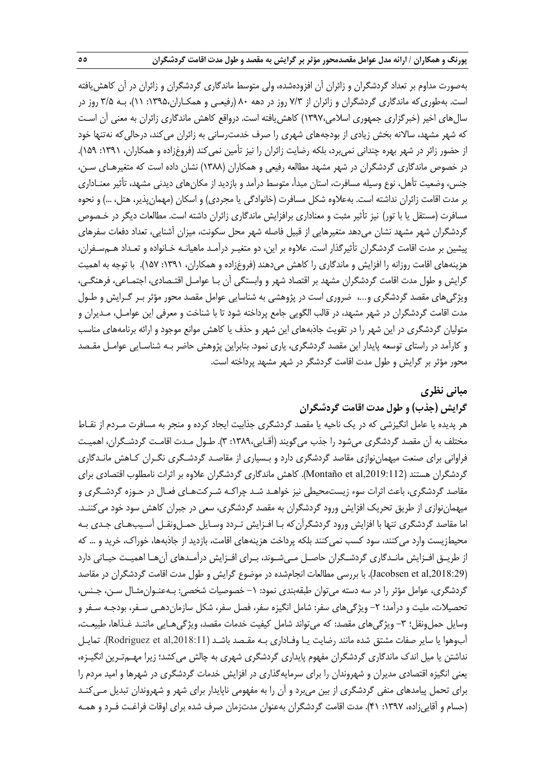به‌صورت مداوم بر تعداد گردشگران و زائران آن افزوده‌شده، ولی متوسط ماندگاری گردشگران و زائران در آن کاهش‌یافته است. به‌طوری‌که ماندگاری گردشگران و زائران از ۷/۳ روز در دهه ۸۰ (رفیعی و همکاران،۱۳۹۵: ۱۱)، به ۳/۵ روز در سال‌های اخیر (خبرگزاری جمهوری اسلامی،۱۳۹۷) کاهش‌یافته است. درواقع کاهش ماندگاری زائران به معنی آن است که شهر مشهد، سالانه بخش زیادی از بودجه‌های شهری را صرف خدمت‌رسانی به زائران می‌کند، درحالی‌که نه‌تنها خود از حضور زائر در شهر بهره چندانی نمی‌برد، بلکه رضایت زائران را نیز تأمین نمی‌کند (فروغ‌زاده و همکاران، ۱۳۹۱: ۱۵۹). در خصوص ماندگاری گردشگران در شهر مشهد مطالعه رفیعی و همکاران (۱۳۸۸) نشان داده است که متغیرهای سن، جنس، وضعیت تأهل، نوع وسیله مسافرت، استان مبدأ، متوسط درآمد و بازدید از مکان‌های دیدنی مشهد، تأثیر معناداری بر مدت اقامت زائران نداشته است. به‌علاوه شکل مسافرت (خانوادگی یا مجردی) و اسکان (مهمان‌پذیر، هتل، ...) و نحوه مسافرت (مستقل یا با تور) نیز تأثیر مثبت و معناداری برافزایش ماندگاری زائران داشته است. مطالعات دیگر در خصوص گردشگران شهر مشهد نشان می‌دهد متغیرهایی از قبیل فاصله شهر محل سکونت، میزان آشنایی، تعداد دفعات سفرهای پیشین بر مدت اقامت گردشگران تأثیرگذار است. علاوه بر این، دو متغیر درآمد ماهیانه خانواده و تعداد هم‌سفران، هزینه‌های اقامت روزانه را افزایش و ماندگاری را کاهش می‌دهند (فروغ‌زاده و همکاران، ۱۳۹۱: ۱۵۷). با توجه به اهمیت گرایش و طول مدت اقامت گردشگران مشهد بر اقتصاد شهر و وابستگی آن با عوامل اقتصادی، اجتماعی، فرهنگی، ویژگی‌های مقصد گردشگری و...، ضروری است در پژوهشی به شناسایی عوامل مقصد محور مؤثر بر گرایش و طول مدت اقامت گردشگران در شهر مشهد، در قالب الگویی جامع پرداخته شود تا با شناخت و معرفی این عوامل، مدیران و متولیان گردشگری در این شهر را در تقویت جاذبه‌های این شهر و حذف یا کاهش موانع موجود و ارائه برنامه‌های مناسب و کارآمد در راستای توسعه پایدار این مقصد گردشگری، یاری نمود. بنابراین پژوهش حاضر به شناسایی عوامل مقصد محور مؤثر بر گرایش و طول مدت اقامت گردشگر در شهر مشهد پرداخته است.

## مبانی نظری

### گرایش (جذب) و طول مدت اقامت گردشگران

هر پدیده یا عامل انگیزشی که در یک ناحیه یا مقصد گردشگری جذابیت ایجاد کرده و منجر به مسافرت مردم از نقاط مختلف به آن مقصد گردشگری می‌شود را جذب می‌گویند (آقایی،۱۳۸۹: ۳). طول مدت اقامت گردشگران، اهمیت فراوانی برای صنعت میهمان‌نوازی مقاصد گردشگری دارد و بسیاری از مقاصد گردشگری نگران کاهش ماندگاری گردشگران هستند (Montaño et al,2019:112). کاهش ماندگاری گردشگران علاوه بر اثرات نامطلوب اقتصادی برای مقاصد گردشگری، باعث اثرات سوء زیست‌محیطی نیز خواهد شد چراکه شرکت‌های فعال در حوزه گردشگری و میهمان‌نوازی از طریق تحریک افزایش ورود گردشگران به مقصد گردشگری، سعی در جبران کاهش سود خود می‌کنند. اما مقاصد گردشگری تنها با افزایش ورود گردشگران‌که با افزایش تردد وسایل حمل‌ونقل آسیب‌های جدی به محیط‌زیست وارد می‌کنند، سود کسب نمی‌کنند بلکه پرداخت هزینه‌های اقامت، بازدید از جاذبه‌ها، خوراک، خرید و ... که از طریق افزایش ماندگاری گردشگران حاصل می‌شوند، برای افزایش درآمدهای آن‌ها اهمیت حیاتی دارد (Jacobsen et al,2018:29). با بررسی مطالعات انجام‌شده در موضوع گرایش و طول مدت اقامت گردشگران در مقاصد گردشگری، عوامل مؤثر را در سه دسته می‌توان طبقه‌بندی نمود: ۱- خصوصیات شخصی: به‌عنوان‌مثال سن، جنس، تحصیلات، ملیت و درآمد؛ ۲- ویژگی‌های سفر: شامل انگیزه سفر، فصل سفر، شکل سازمان‌دهی سفر، بودجه سفر و وسایل حمل‌ونقل؛ ۳- ویژگی‌های مقصد: که می‌تواند شامل کیفیت خدمات مقصد، ویژگی‌هایی مانند غذاها، طبیعت، آب‌وهوا یا سایر صفات مشتق شده مانند رضایت یا وفاداری به مقصد باشد (Rodriguez et al,2018:11). تمایل نداشتن یا میل اندک ماندگاری گردشگران مفهوم پایداری گردشگری شهری به چالش می‌کشد؛ زیرا مهم‌ترین انگیزه، یعنی انگیزه اقتصادی مدیران و شهروندان را برای سرمایه‌گذاری در افزایش خدمات گردشگری در شهرها و امید مردم را برای تحمل پیامدهای منفی گردشگری از بین می‌برد و آن را به مفهومی ناپایدار برای شهر و شهروندان تبدیل می‌کند (حسام و آقایی‌زاده، ۱۳۹۷: ۴۱). مدت اقامت گردشگران به‌عنوان مدت‌زمان صرف شده برای اوقات فراغت فرد و همه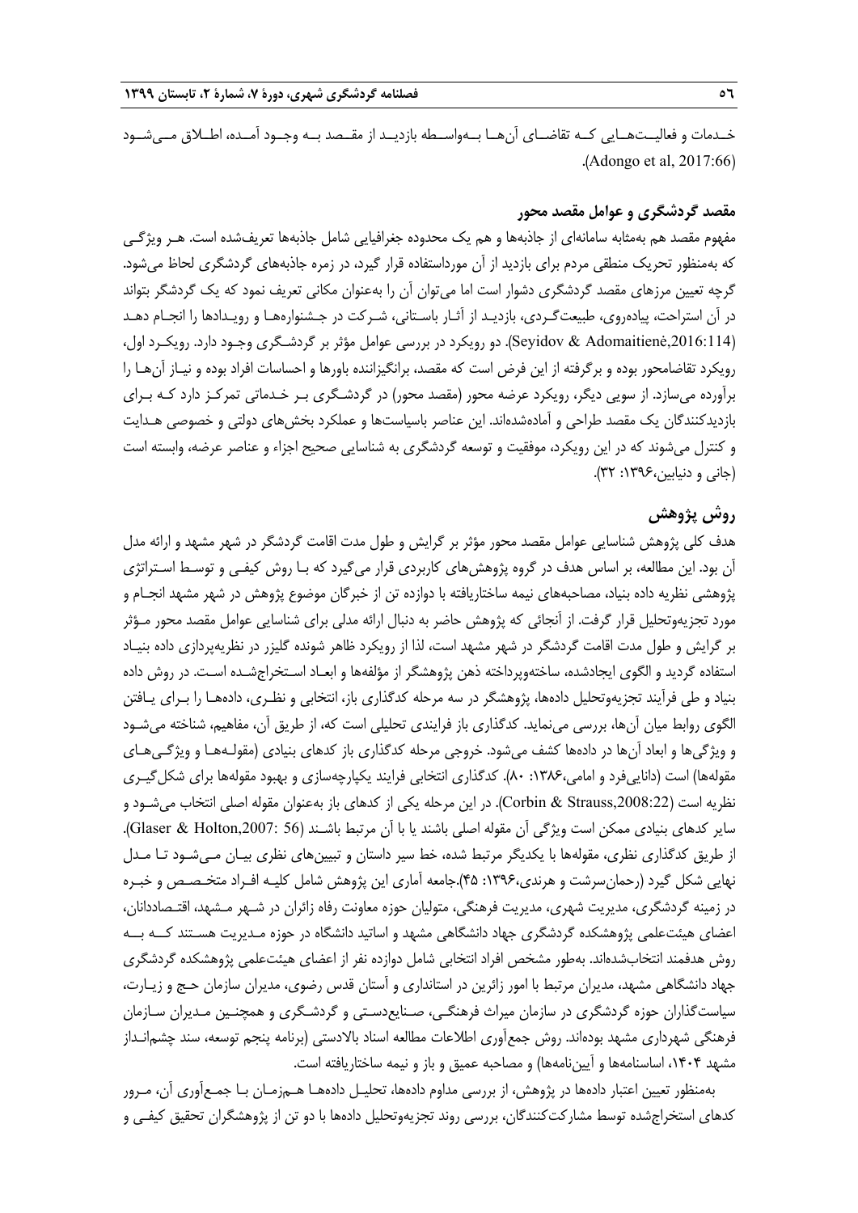خـدمات و فعالیـت‌هـایی کـه تقاضـای آن‌هـا بـه‌واسـطه بازدیـد از مقـصد بـه وجـود آمـده، اطـلاق مـی‌شـود (Adongo et al, 2017:66).

### مقصد گردشگری و عوامل مقصد محور

مفهوم مقصد هم به‌مثابه سامانه‌ای از جاذبه‌ها و هم یک محدوده جغرافیایی شامل جاذبه‌ها تعریف‌شده است. هـر ویژگـی که به‌منظور تحریک منطقی مردم برای بازدید از آن مورداستفاده قرار گیرد، در زمره جاذبه‌های گردشگری لحاظ می‌شود. گرچه تعیین مرزهای مقصد گردشگری دشوار است اما می‌توان آن را به‌عنوان مکانی تعریف نمود که یک گردشگر بتواند در آن استراحت، پیاده‌روی، طبیعت‌گـردی، بازدیـد از آثـار باسـتانی، شـرکت در جـشنواره‌هـا و رویـدادها را انجـام دهـد (Seyidov & Adomaitienė,2016:114). دو رویکرد در بررسی عوامل مؤثر بر گردشـگری وجـود دارد. رویکـرد اول، رویکرد تقاضامحور بوده و برگرفته از این فرض است که مقصد، برانگیزاننده باورها و احساسات افراد بوده و نیـاز آن‌هـا را برآورده می‌سازد. از سویی دیگر، رویکرد عرضه محور (مقصد محور) در گردشـگری بـر خـدماتی تمرکـز دارد کـه بـرای بازدیدکنندگان یک مقصد طراحی و آماده‌شده‌اند. این عناصر باسیاست‌ها و عملکرد بخش‌های دولتی و خصوصی هـدایت و کنترل می‌شوند که در این رویکرد، موفقیت و توسعه گردشگری به شناسایی صحیح اجزاء و عناصر عرضه، وابسته است (جانی و دنیابین،۱۳۹۶: ۳۲).

## روش پژوهش

هدف کلی پژوهش شناسایی عوامل مقصد محور مؤثر بر گرایش و طول مدت اقامت گردشگر در شهر مشهد و ارائه مدل آن بود. این مطالعه، بر اساس هدف در گروه پژوهش‌های کاربردی قرار می‌گیرد که بـا روش کیفـی و توسـط اسـتراتژی پژوهشی نظریه داده بنیاد، مصاحبه‌های نیمه ساختاریافته با دوازده تن از خبرگان موضوع پژوهش در شهر مشهد انجـام و مورد تجزیه‌وتحلیل قرار گرفت. از آنجایی که پژوهش حاضر به دنبال ارائه مدلی برای شناسایی عوامل مقصد محور مـؤثر بر گرایش و طول مدت اقامت گردشگر در شهر مشهد است، لذا از رویکرد ظاهر شونده گلیزر در نظریه‌پردازی داده بنیـاد استفاده گردید و الگوی ایجادشده، ساخته‌وپرداخته ذهن پژوهشگر از مؤلفه‌ها و ابعـاد اسـتخراج‌شـده اسـت. در روش داده بنیاد و طی فرآیند تجزیه‌وتحلیل داده‌ها، پژوهشگر در سه مرحله کدگذاری باز، انتخابی و نظـری، داده‌هـا را بـرای یـافتن الگوی روابط میان آن‌ها، بررسی می‌نماید. کدگذاری باز فرایندی تحلیلی است که، از طریق آن، مفاهیم، شناخته می‌شـود و ویژگی‌ها و ابعاد آن‌ها در داده‌ها کشف می‌شود. خروجی مرحله کدگذاری باز کدهای بنیادی (مقولـه‌هـا و ویژگـی‌هـای مقوله‌ها) است (دانایی‌فرد و امامی،۱۳۸۶: ۸۰). کدگذاری انتخابی فرایند یکپارچه‌سازی و بهبود مقوله‌ها برای شکل‌گیـری نظریه است (Corbin & Strauss,2008:22). در این مرحله یکی از کدهای باز به‌عنوان مقوله اصلی انتخاب می‌شـود و سایر کدهای بنیادی ممکن است ویژگی آن مقوله اصلی باشند یا با آن مرتبط باشـند (Glaser & Holton,2007: 56). از طریق کدگذاری نظری، مقوله‌ها با یکدیگر مرتبط شده، خط سیر داستان و تبیین‌های نظری بیـان مـی‌شـود تـا مـدل نهایی شکل گیرد (رحمان‌سرشت و هرندی،۱۳۹۶: ۴۵).جامعه آماری این پژوهش شامل کلیـه افـراد متخـصـص و خبـره در زمینه گردشگری، مدیریت شهری، مدیریت فرهنگی، متولیان حوزه معاونت رفاه زائران در شـهر مـشهد، اقتـصاددانان، اعضای هیئت‌علمی پژوهشکده گردشگری جهاد دانشگاهی مشهد و اساتید دانشگاه در حوزه مـدیریت هسـتند کـه بـه روش هدفمند انتخاب‌شده‌اند. به‌طور مشخص افراد انتخابی شامل دوازده نفر از اعضای هیئت‌علمی پژوهشکده گردشگری جهاد دانشگاهی مشهد، مدیران مرتبط با امور زائرین در استانداری و آستان قدس رضوی، مدیران سازمان حـج و زیـارت، سیاست‌گذاران حوزه گردشگری در سازمان میراث فرهنگـی، صـنایع‌دسـتی و گردشـگری و همچنـین مـدیران سـازمان فرهنگی شهرداری مشهد بوده‌اند. روش جمع‌آوری اطلاعات مطالعه اسناد بالادستی (برنامه پنجم توسعه، سند چشم‌انـداز مشهد ۱۴۰۴، اساسنامه‌ها و آیین‌نامه‌ها) و مصاحبه عمیق و باز و نیمه ساختاریافته است.

به‌منظور تعیین اعتبار داده‌ها در پژوهش، از بررسی مداوم داده‌ها، تحلیـل داده‌هـا هـم‌زمـان بـا جمـع‌آوری آن، مـرور کدهای استخراج‌شده توسط مشارکت‌کنندگان، بررسی روند تجزیه‌وتحلیل داده‌ها با دو تن از پژوهشگران تحقیق کیفـی و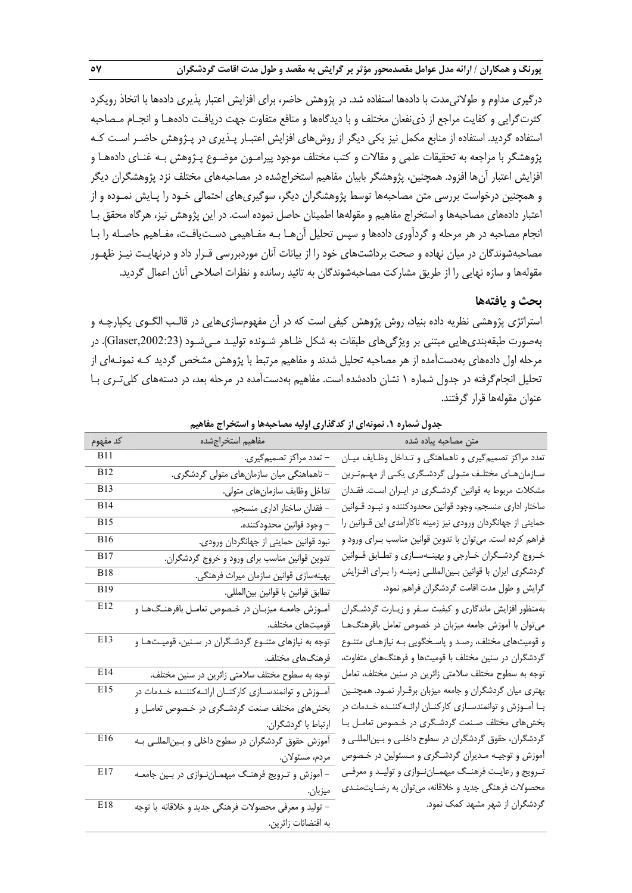درگیری مداوم و طولانی‌مدت با داده‌ها استفاده شد. در پژوهش حاضر، برای افزایش اعتبار پذیری داده‌ها با اتخاذ رویکرد کثرت‌گرایی و کفایت مراجع از ذی‌نفعان مختلف و با دیدگاه‌ها و منافع متفاوت جهت دریافت داده‌ها و انجام مصاحبه استفاده گردید. استفاده از منابع مکمل نیز یکی دیگر از روش‌های افزایش اعتبار پذیری در پژوهش حاضر است که پژوهشگر با مراجعه به تحقیقات علمی و مقالات و کتب مختلف موجود پیرامون موضوع پژوهش به غنای داده‌ها و افزایش اعتبار آن‌ها افزود. همچنین، پژوهشگر بابیان مفاهیم استخراج‌شده در مصاحبه‌های مختلف نزد پژوهشگران دیگر و همچنین درخواست بررسی متن مصاحبه‌ها توسط پژوهشگران دیگر، سوگیری‌های احتمالی خود را پایش نموده و از اعتبار داده‌های مصاحبه‌ها و استخراج مفاهیم و مقوله‌ها اطمینان حاصل نموده است. در این پژوهش نیز، هرگاه محقق با انجام مصاحبه در هر مرحله و گردآوری داده‌ها و سپس تحلیل آن‌ها به مفاهیمی دست‌یافت، مفاهیم حاصله را با مصاحبه‌شوندگان در میان نهاده و صحت برداشت‌های خود را از بیانات آنان موردبررسی قرار داد و درنهایت نیز ظهور مقوله‌ها و سازه نهایی را از طریق مشارکت مصاحبه‌شوندگان به تائید رسانده و نظرات اصلاحی آنان اعمال گردید.

## بحث و یافته‌ها

استراتژی پژوهشی نظریه داده بنیاد، روش پژوهش کیفی است که در آن مفهوم‌سازی‌هایی در قالب الگوی یکپارچه و به‌صورت طبقه‌بندی‌هایی مبتنی بر ویژگی‌های طبقات به شکل ظاهر شونده تولید می‌شود (Glaser,2002:23). در مرحله اول داده‌های به‌دست‌آمده از هر مصاحبه تحلیل شدند و مفاهیم مرتبط با پژوهش مشخص گردید که نمونه‌ای از تحلیل انجام‌گرفته در جدول شماره ۱ نشان داده‌شده است. مفاهیم به‌دست‌آمده در مرحله بعد، در دسته‌های کلی‌تری با عنوان مقوله‌ها قرار گرفتند.

**جدول شماره ۱. نمونه‌ای از کدگذاری اولیه مصاحبه‌ها و استخراج مفاهیم**

| متن مصاحبه پیاده شده | مفاهیم استخراج‌شده | کد مفهوم |
|---|---|---|
| تعدد مراکز تصمیم‌گیری و ناهماهنگی و تداخل وظایف میان سازمان‌های مختلف متولی گردشگری یکی از مهم‌ترین مشکلات مربوط به قوانین گردشگری در ایران است. فقدان ساختار اداری منسجم، وجود قوانین محدودکننده و نبود قوانین حمایتی از جهانگردان ورودی نیز زمینه ناکارآمدی این قوانین را فراهم کرده است. می‌توان با تدوین قوانین مناسب برای ورود و خروج گردشگران خارجی و بهینه‌سازی و تطابق قوانین گردشگری ایران با قوانین بین‌المللی زمینه را برای افزایش گرایش و طول مدت اقامت گردشگران فراهم نمود. | – تعدد مراکز تصمیم‌گیری. | B11 |
| | – ناهماهنگی میان سازمان‌های متولی گردشگری. | B12 |
| | تداخل وظایف سازمان‌های متولی. | B13 |
| | – فقدان ساختار اداری منسجم. | B14 |
| | – وجود قوانین محدودکننده. | B15 |
| | نبود قوانین حمایتی از جهانگردان ورودی. | B16 |
| | تدوین قوانین مناسب برای ورود و خروج گردشگران. | B17 |
| | بهینه‌سازی قوانین سازمان میراث فرهنگی. | B18 |
| | تطابق قوانین با قوانین بین‌المللی. | B19 |
| به‌منظور افزایش ماندگاری و کیفیت سفر و زیارت گردشگران می‌توان با آموزش جامعه میزبان در خصوص تعامل بافرهنگ‌ها و قومیت‌های مختلف، رصد و پاسخگویی به نیازهای متنوع گردشگران در سنین مختلف با قومیت‌ها و فرهنگ‌های متفاوت، توجه به سطوح مختلف سلامتی زائرین در سنین مختلف، تعامل بهتری میان گردشگران و جامعه میزبان برقرار نمود. همچنین با آموزش و توانمندسازی کارکنان ارائه‌کننده خدمات در بخش‌های مختلف صنعت گردشگری در خصوص تعامل با گردشگران، حقوق گردشگران در سطوح داخلی و بین‌المللی و آموزش و توجیه مدیران گردشگری و مسئولین در خصوص ترویج و رعایت فرهنگ میهمان‌نوازی و تولید و معرفی محصولات فرهنگی جدید و خلاقانه، می‌توان به رضایت‌مندی گردشگران از شهر مشهد کمک نمود. | آموزش جامعه میزبان در خصوص تعامل بافرهنگ‌ها و قومیت‌های مختلف. | E12 |
| | توجه به نیازهای متنوع گردشگران در سنین، قومیت‌ها و فرهنگ‌های مختلف. | E13 |
| | توجه به سطوح مختلف سلامتی زائرین در سنین مختلف. | E14 |
| | آموزش و توانمندسازی کارکنان ارائه‌کننده خدمات در بخش‌های مختلف صنعت گردشگری در خصوص تعامل و ارتباط با گردشگران. | E15 |
| | آموزش حقوق گردشگران در سطوح داخلی و بین‌المللی به مردم، مسئولان. | E16 |
| | – آموزش و ترویج فرهنگ میهمان‌نوازی در بین جامعه میزبان. | E17 |
| | – تولید و معرفی محصولات فرهنگی جدید و خلاقانه با توجه به اقتضائات زائرین. | E18 |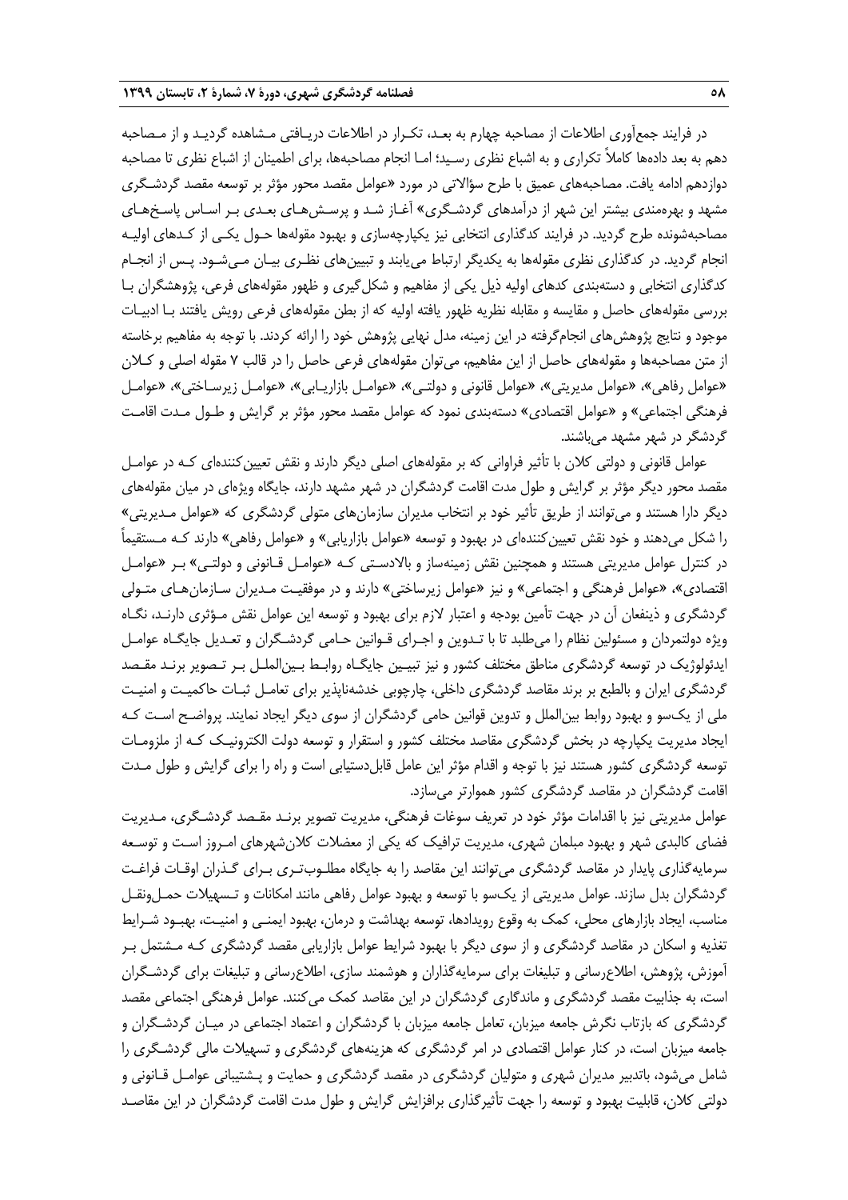در فرایند جمع‌آوری اطلاعات از مصاحبه چهارم به بعـد، تکـرار در اطلاعات دریـافتی مـشاهده گردیـد و از مـصاحبه دهم به بعد داده‌ها کاملاً تکراری و به اشباع نظری رسـید؛ امـا انجام مصاحبه‌ها، برای اطمینان از اشباع نظری تا مصاحبه دوازدهم ادامه یافت. مصاحبه‌های عمیق با طرح سؤالاتی در مورد «عوامل مقصد محور مؤثر بر توسعه مقصد گردشـگری مشهد و بهره‌مندی بیشتر این شهر از درآمدهای گردشـگری» آغـاز شـد و پرسـش‌هـای بعـدی بـر اسـاس پاسـخ‌هـای مصاحبه‌شونده طرح گردید. در فرایند کدگذاری انتخابی نیز یکپارچه‌سازی و بهبود مقوله‌ها حـول یکـی از کـدهای اولیـه انجام گردید. در کدگذاری نظری مقوله‌ها به یکدیگر ارتباط می‌یابند و تبیین‌های نظـری بیـان مـی‌شـود. پـس از انجـام کدگذاری انتخابی و دسته‌بندی کدهای اولیه ذیل یکی از مفاهیم و شکل‌گیری و ظهور مقوله‌های فرعی، پژوهشگران بـا بررسی مقوله‌های حاصل و مقایسه و مقابله نظریه ظهور یافته اولیه که از بطن مقوله‌های فرعی رویش یافتند بـا ادبیـات موجود و نتایج پژوهش‌های انجام‌گرفته در این زمینه، مدل نهایی پژوهش خود را ارائه کردند. با توجه به مفاهیم برخاسته از متن مصاحبه‌ها و مقوله‌های حاصل از این مفاهیم، می‌توان مقوله‌های فرعی حاصل را در قالب ۷ مقوله اصلی و کـلان «عوامل رفاهی»، «عوامل مدیریتی»، «عوامل قانونی و دولتـی»، «عوامـل بازاریـابی»، «عوامـل زیرسـاختی»، «عوامـل فرهنگی اجتماعی» و «عوامل اقتصادی» دسته‌بندی نمود که عوامل مقصد محور مؤثر بر گرایش و طـول مـدت اقامـت گردشگر در شهر مشهد می‌باشند.

عوامل قانونی و دولتی کلان با تأثیر فراوانی که بر مقوله‌های اصلی دیگر دارند و نقش تعیین‌کننده‌ای کـه در عوامـل مقصد محور دیگر مؤثر بر گرایش و طول مدت اقامت گردشگران در شهر مشهد دارند، جایگاه ویژه‌ای در میان مقوله‌های دیگر دارا هستند و می‌توانند از طریق تأثیر خود بر انتخاب مدیران سازمان‌های متولی گردشگری که «عوامل مـدیریتی» را شکل می‌دهند و خود نقش تعیین‌کننده‌ای در بهبود و توسعه «عوامل بازاریابی» و «عوامل رفاهی» دارند کـه مـستقیماً در کنترل عوامل مدیریتی هستند و همچنین نقش زمینه‌ساز و بالادسـتی کـه «عوامـل قـانونی و دولتـی» بـر «عوامـل اقتصادی»، «عوامل فرهنگی و اجتماعی» و نیز «عوامل زیرساختی» دارند و در موفقیـت مـدیران سـازمان‌هـای متـولی گردشگری و ذینفعان آن در جهت تأمین بودجه و اعتبار لازم برای بهبود و توسعه این عوامل نقش مـؤثری دارنـد، نگـاه ویژه دولتمردان و مسئولین نظام را می‌طلبد تا با تـدوین و اجـرای قـوانین حـامی گردشـگران و تعـدیل جایگـاه عوامـل ایدئولوژیک در توسعه گردشگری مناطق مختلف کشور و نیز تبیـین جایگـاه روابـط بـین‌الملـل بـر تـصویر برنـد مقـصد گردشگری ایران و بالطبع بر برند مقاصد گردشگری داخلی، چارچوبی خدشه‌ناپذیر برای تعامـل ثبـات حاکمیـت و امنیـت ملی از یک‌سو و بهبود روابط بین‌الملل و تدوین قوانین حامی گردشگران از سوی دیگر ایجاد نمایند. پرواضـح اسـت کـه ایجاد مدیریت یکپارچه در بخش گردشگری مقاصد مختلف کشور و استقرار و توسعه دولت الکترونیـک کـه از ملزومـات توسعه گردشگری کشور هستند نیز با توجه و اقدام مؤثر این عامل قابل‌دستیابی است و راه را برای گرایش و طول مـدت اقامت گردشگران در مقاصد گردشگری کشور هموارتر می‌سازد.

عوامل مدیریتی نیز با اقدامات مؤثر خود در تعریف سوغات فرهنگی، مدیریت تصویر برنـد مقـصد گردشـگری، مـدیریت فضای کالبدی شهر و بهبود مبلمان شهری، مدیریت ترافیک که یکی از معضلات کلان‌شهرهای امـروز اسـت و توسـعه سرمایه‌گذاری پایدار در مقاصد گردشگری می‌توانند این مقاصد را به جایگاه مطلـوب‌تـری بـرای گـذران اوقـات فراغـت گردشگران بدل سازند. عوامل مدیریتی از یک‌سو با توسعه و بهبود عوامل رفاهی مانند امکانات و تـسهیلات حمـل‌ونقـل مناسب، ایجاد بازارهای محلی، کمک به وقوع رویدادها، توسعه بهداشت و درمان، بهبود ایمنـی و امنیـت، بهبـود شـرایط تغذیه و اسکان در مقاصد گردشگری و از سوی دیگر با بهبود شرایط عوامل بازاریابی مقصد گردشگری کـه مـشتمل بـر آموزش، پژوهش، اطلاع‌رسانی و تبلیغات برای سرمایه‌گذاران و هوشمند سازی، اطلاع‌رسانی و تبلیغات برای گردشـگران است، به جذابیت مقصد گردشگری و ماندگاری گردشگران در این مقاصد کمک می‌کنند. عوامل فرهنگی اجتماعی مقصد گردشگری که بازتاب نگرش جامعه میزبان، تعامل جامعه میزبان با گردشگران و اعتماد اجتماعی در میـان گردشـگران و جامعه میزبان است، در کنار عوامل اقتصادی در امر گردشگری که هزینه‌های گردشگری و تسهیلات مالی گردشـگری را شامل می‌شود، باتدبیر مدیران شهری و متولیان گردشگری در مقصد گردشگری و حمایت و پـشتیبانی عوامـل قـانونی و دولتی کلان، قابلیت بهبود و توسعه را جهت تأثیرگذاری برافزایش گرایش و طول مدت اقامت گردشگران در این مقاصـد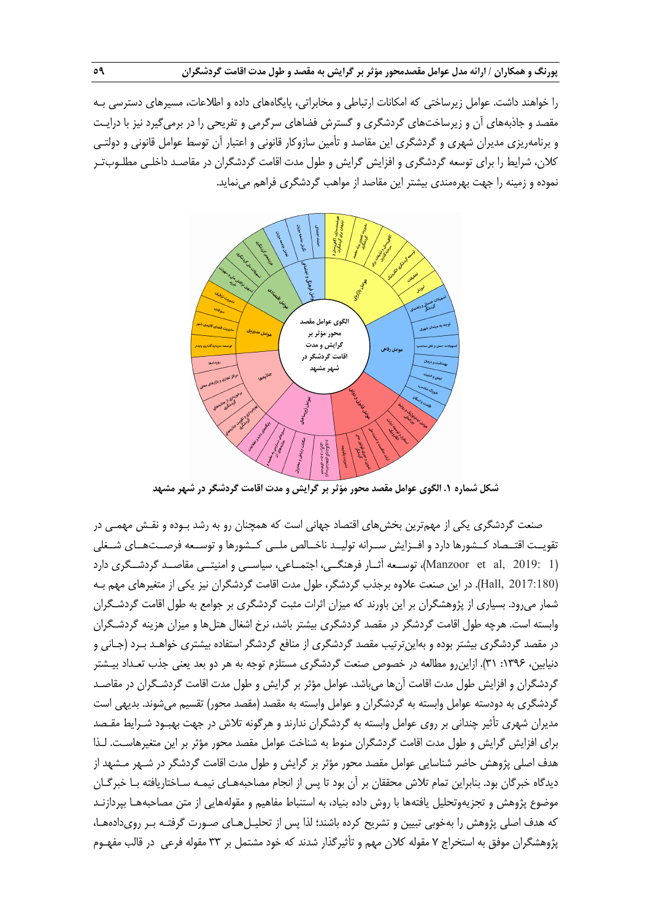را خواهند داشت. عوامل زیرساختی که امکانات ارتباطی و مخابراتی، پایگاه‌های داده و اطلاعات، مسیرهای دسترسی بـه مقصد و جاذبه‌های آن و زیرساخت‌های گردشگری و گسترش فضاهای سرگرمی و تفریحی را در برمی‌گیرد نیز با درایـت و برنامه‌ریزی مدیران شهری و گردشگری این مقاصد و تأمین سازوکار قانونی و اعتبار آن توسط عوامل قانونی و دولتـی کلان، شرایط را برای توسعه گردشگری و افزایش گرایش و طول مدت اقامت گردشگران در مقاصـد داخلی مطلـوب‌تـر نموده و زمینه را جهت بهره‌مندی بیشتر این مقاصد از مواهب گردشگری فراهم می‌نماید.

**شکل شماره ۱. الگوی عوامل مقصد محور مؤثر بر گرایش و مدت اقامت گردشگر در شهر مشهد**

صنعت گردشگری یکی از مهم‌ترین بخش‌های اقتصاد جهانی است که همچنان رو به رشد بـوده و نقـش مهمـی در تقویـت اقتـصاد کـشورها دارد و افـزایش سـرانه تولیـد ناخـالص ملـی کـشورها و توسـعه فرصـت‌هـای شـغلی (Manzoor et al, 2019: 1)، توسـعه آثـار فرهنگـی، اجتمـاعی، سیاسـی و امنیتـی مقاصـد گردشـگری دارد (Hall, 2017:180). در این صنعت علاوه برجذب گردشگر، طول مدت اقامت گردشگران نیز یکی از متغیرهای مهم بـه شمار می‌رود. بسیاری از پژوهشگران بر این باورند که میزان اثرات مثبت گردشگری بر جوامع به طول اقامت گردشـگران وابسته است. هرچه طول اقامت گردشگر در مقصد گردشگری بیشتر باشد، نرخ اشغال هتل‌ها و میزان هزینه گردشـگران در مقصد گردشگری بیشتر بوده و به‌این‌ترتیب مقصد گردشگری از منافع گردشگر استفاده بیشتری خواهـد بـرد (جـانی و دنیایین، ۱۳۹۶: ۳۱). ازاین‌رو مطالعه در خصوص صنعت گردشگری مستلزم توجه به هر دو بعد یعنی جذب تعـداد بیـشتر گردشگران و افزایش طول مدت اقامت آن‌ها می‌باشد. عوامل مؤثر بر گرایش و طول مدت اقامت گردشـگران در مقاصـد گردشگری به دودسته عوامل وابسته به گردشگران و عوامل وابسته به مقصد (مقصد محور) تقسیم می‌شوند. بدیهی است مدیران شهری تأثیر چندانی بر روی عوامل وابسته به گردشگران ندارند و هرگونه تلاش در جهت بهبـود شـرایط مقـصد برای افزایش گرایش و طول مدت اقامت گردشگران منوط به شناخت عوامل مقصد محور مؤثر بر این متغیرهاسـت. لـذا هدف اصلی پژوهش حاضر شناسایی عوامل مقصد محور مؤثر بر گرایش و طول مدت اقامت گردشگر در شـهر مـشهد از دیدگاه خبرگان بود. بنابراین تمام تلاش محققان بر آن بود تا پس از انجام مصاحبه‌هـای نیمـه سـاختاریافته بـا خبرگـان موضوع پژوهش و تجزیه‌وتحلیل یافته‌ها با روش داده بنیاد، به استنباط مفاهیم و مقوله‌هایی از متن مصاحبه‌هـا بپردازنـد که هدف اصلی پژوهش را به‌خوبی تبیین و تشریح کرده باشند؛ لذا پس از تحلیـل‌هـای صـورت گرفتـه بـر روی‌داده‌هـا، پژوهشگران موفق به استخراج ۷ مقوله کلان مهم و تأثیرگذار شدند که خود مشتمل بر ۳۳ مقوله فرعی در قالب مفهـوم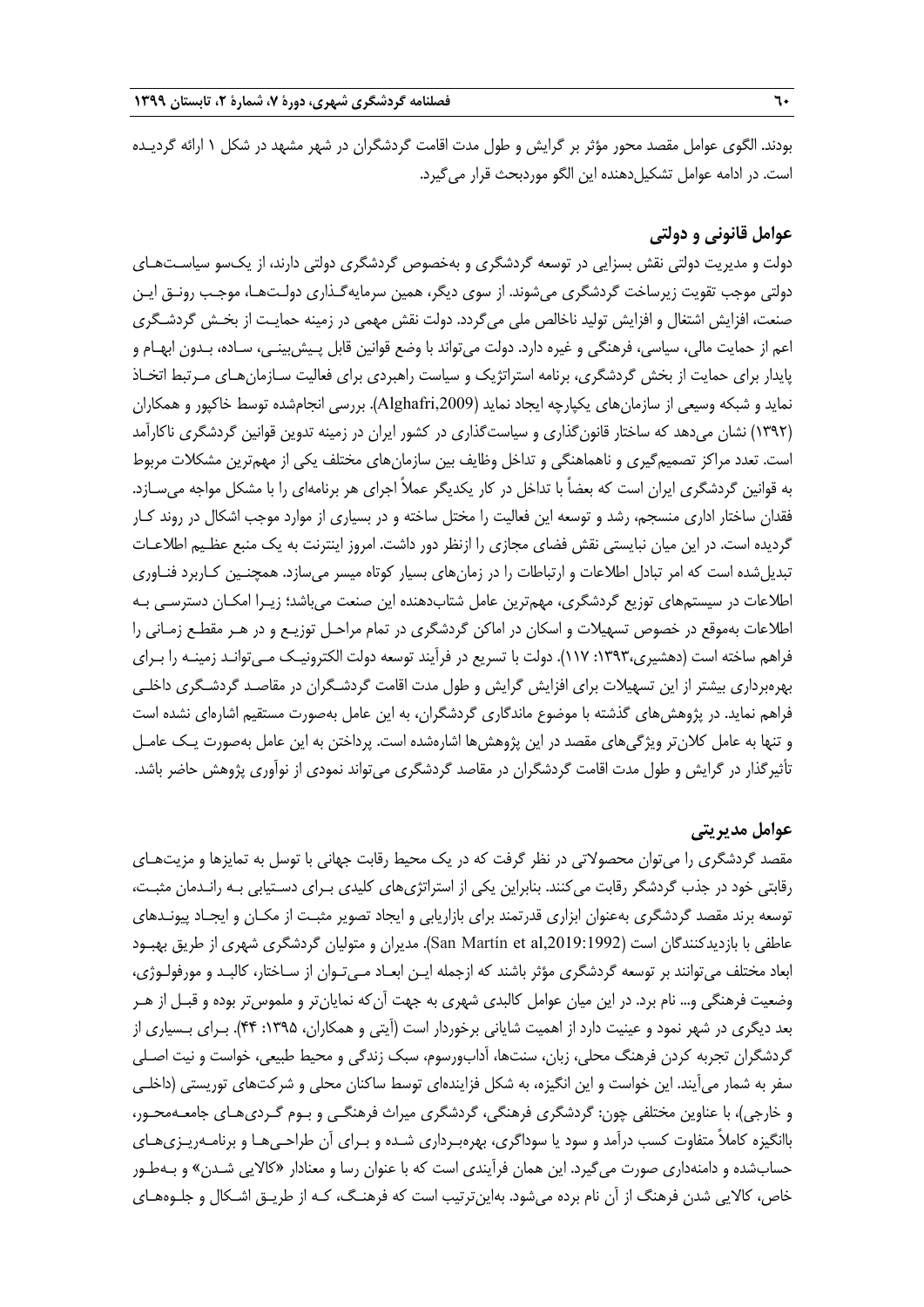بودند. الگوی عوامل مقصد محور مؤثر بر گرایش و طول مدت اقامت گردشگران در شهر مشهد در شکل ۱ ارائه گردیده است. در ادامه عوامل تشکیل‌دهنده این الگو موردبحث قرار می‌گیرد.

## عوامل قانونی و دولتی

دولت و مدیریت دولتی نقش بسزایی در توسعه گردشگری و به‌خصوص گردشگری دولتی دارند، از یک‌سو سیاست‌های دولتی موجب تقویت زیرساخت گردشگری می‌شوند. از سوی دیگر، همین سرمایه‌گذاری دولت‌ها، موجب رونق این صنعت، افزایش اشتغال و افزایش تولید ناخالص ملی می‌گردد. دولت نقش مهمی در زمینه حمایت از بخش گردشگری اعم از حمایت مالی، سیاسی، فرهنگی و غیره دارد. دولت می‌تواند با وضع قوانین قابل پیش‌بینی، ساده، بدون ابهام و پایدار برای حمایت از بخش گردشگری، برنامه استراتژیک و سیاست راهبردی برای فعالیت سازمان‌های مرتبط اتخاذ نماید و شبکه وسیعی از سازمان‌های یکپارچه ایجاد نماید (Alghafri,2009). بررسی انجام‌شده توسط خاکپور و همکاران (۱۳۹۲) نشان می‌دهد که ساختار قانون‌گذاری و سیاست‌گذاری در کشور ایران در زمینه تدوین قوانین گردشگری ناکارآمد است. تعدد مراکز تصمیم‌گیری و ناهماهنگی و تداخل وظایف بین سازمان‌های مختلف یکی از مهم‌ترین مشکلات مربوط به قوانین گردشگری ایران است که بعضاً با تداخل در کار یکدیگر عملاً اجرای هر برنامه‌ای را با مشکل مواجه می‌سازد. فقدان ساختار اداری منسجم، رشد و توسعه این فعالیت را مختل ساخته و در بسیاری از موارد موجب اشکال در روند کار گردیده است. در این میان نبایستی نقش فضای مجازی را ازنظر دور داشت. امروز اینترنت به یک منبع عظیم اطلاعات تبدیل‌شده است که امر تبادل اطلاعات و ارتباطات را در زمان‌های بسیار کوتاه میسر می‌سازد. همچنین کاربرد فناوری اطلاعات در سیستم‌های توزیع گردشگری، مهم‌ترین عامل شتاب‌دهنده این صنعت می‌باشد؛ زیرا امکان دسترسی به اطلاعات به‌موقع در خصوص تسهیلات و اسکان در اماکن گردشگری در تمام مراحل توزیع و در هر مقطع زمانی را فراهم ساخته است (دهشیری،۱۳۹۳: ۱۱۷). دولت با تسریع در فرآیند توسعه دولت الکترونیک می‌تواند زمینه را برای بهره‌برداری بیشتر از این تسهیلات برای افزایش گرایش و طول مدت اقامت گردشگران در مقاصد گردشگری داخلی فراهم نماید. در پژوهش‌های گذشته با موضوع ماندگاری گردشگران، به این عامل به‌صورت مستقیم اشاره‌ای نشده است و تنها به عامل کلان‌تر ویژگی‌های مقصد در این پژوهش‌ها اشاره‌شده است. پرداختن به این عامل به‌صورت یک عامل تأثیرگذار در گرایش و طول مدت اقامت گردشگران در مقاصد گردشگری می‌تواند نمودی از نوآوری پژوهش حاضر باشد.

## عوامل مدیریتی

مقصد گردشگری را می‌توان محصولاتی در نظر گرفت که در یک محیط رقابت جهانی با توسل به تمایزها و مزیت‌های رقابتی خود در جذب گردشگر رقابت می‌کنند. بنابراین یکی از استراتژی‌های کلیدی برای دستیابی به راندمان مثبت، توسعه برند مقصد گردشگری به‌عنوان ابزاری قدرتمند برای بازاریابی و ایجاد تصویر مثبت از مکان و ایجاد پیوندهای عاطفی با بازدیدکنندگان است (San Martín et al,2019:1992). مدیران و متولیان گردشگری شهری از طریق بهبود ابعاد مختلف می‌توانند بر توسعه گردشگری مؤثر باشند که ازجمله این ابعاد می‌توان از ساختار، کالبد و مورفولوژی، وضعیت فرهنگی و... نام برد. در این میان عوامل کالبدی شهری به جهت آن‌که نمایان‌تر و ملموس‌تر بوده و قبل از هر بعد دیگری در شهر نمود و عینیت دارد از اهمیت شایانی برخوردار است (آیتی و همکاران، ۱۳۹۵: ۴۴). برای بسیاری از گردشگران تجربه کردن فرهنگ محلی، زبان، سنت‌ها، آداب‌ورسوم، سبک زندگی و محیط طبیعی، خواست و نیت اصلی سفر به شمار می‌آیند. این خواست و این انگیزه، به شکل فزاینده‌ای توسط ساکنان محلی و شرکت‌های توریستی (داخلی و خارجی)، با عناوین مختلفی چون: گردشگری فرهنگی، گردشگری میراث فرهنگی و بوم گردی‌های جامعه‌محور، باانگیزه کاملاً متفاوت کسب درآمد و سود یا سوداگری، بهره‌برداری شده و برای آن طراحی‌ها و برنامه‌ریزی‌های حساب‌شده و دامنه‌داری صورت می‌گیرد. این همان فرآیندی است که با عنوان رسا و معنادار «کالایی شدن» و به‌طور خاص، کالایی شدن فرهنگ از آن نام برده می‌شود. به‌این‌ترتیب است که فرهنگ، که از طریق اشکال و جلوه‌های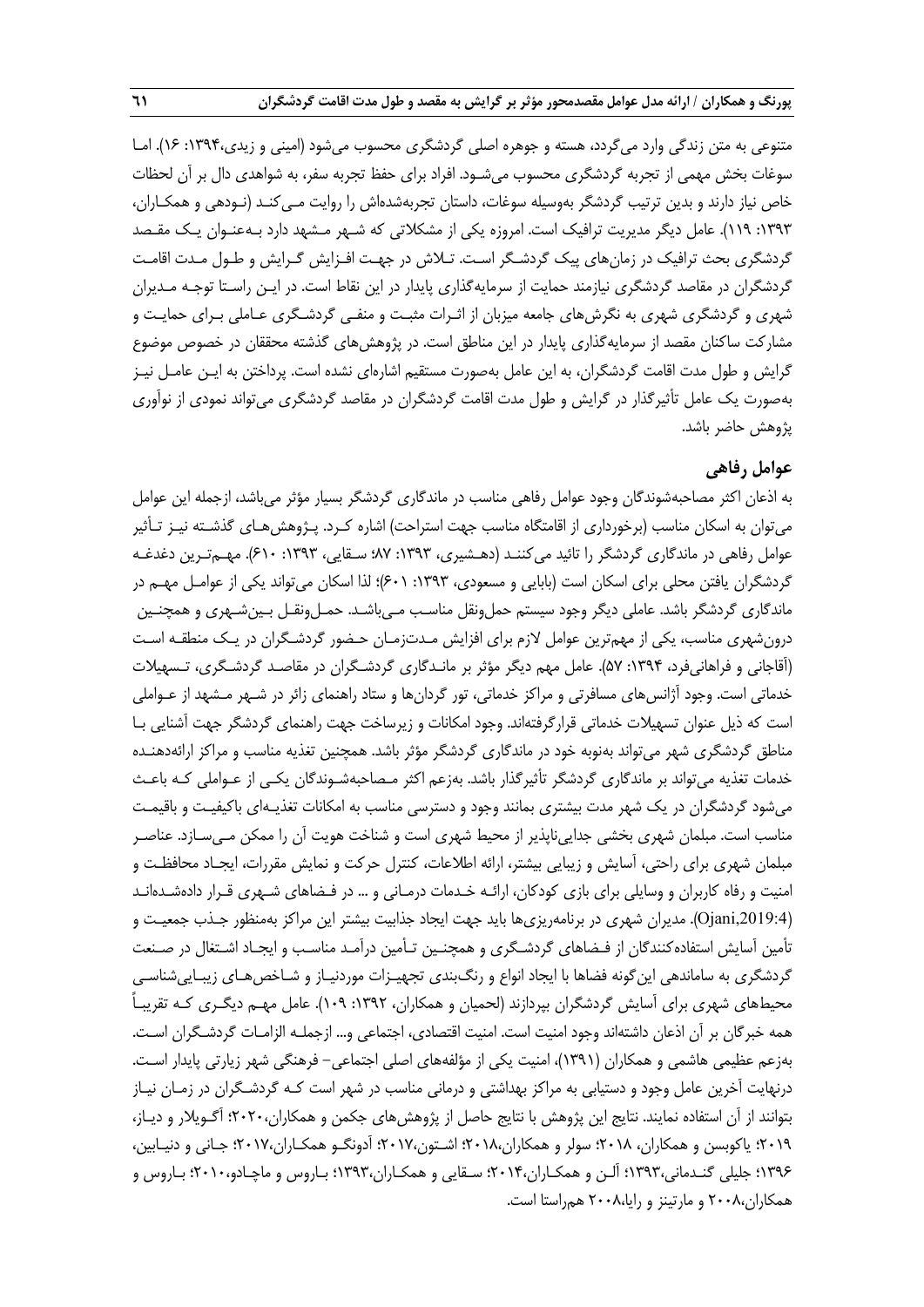متنوعی به متن زندگی وارد می‌گردد، هسته و جوهره اصلی گردشگری محسوب می‌شود (امینی و زیدی،۱۳۹۴: ۱۶). اما سوغات بخش مهمی از تجربه گردشگری محسوب می‌شود. افراد برای حفظ تجربه سفر، به شواهدی دال بر آن لحظات خاص نیاز دارند و بدین ترتیب گردشگر به‌وسیله سوغات، داستان تجربه‌شده‌اش را روایت می‌کند (نودهی و همکاران، ۱۳۹۳: ۱۱۹). عامل دیگر مدیریت ترافیک است. امروزه یکی از مشکلاتی که شهر مشهد دارد به‌عنوان یک مقصد گردشگری بحث ترافیک در زمان‌های پیک گردشگر است. تلاش در جهت افزایش گرایش و طول مدت اقامت گردشگران در مقاصد گردشگری نیازمند حمایت از سرمایه‌گذاری پایدار در این نقاط است. در این راستا توجه مدیران شهری و گردشگری شهری به نگرش‌های جامعه میزبان از اثرات مثبت و منفی گردشگری عاملی برای حمایت و مشارکت ساکنان مقصد از سرمایه‌گذاری پایدار در این مناطق است. در پژوهش‌های گذشته محققان در خصوص موضوع گرایش و طول مدت اقامت گردشگران، به این عامل به‌صورت مستقیم اشاره‌ای نشده است. پرداختن به این عامل نیز به‌صورت یک عامل تأثیرگذار در گرایش و طول مدت اقامت گردشگران در مقاصد گردشگری می‌تواند نمودی از نوآوری پژوهش حاضر باشد.

## عوامل رفاهی

به اذعان اکثر مصاحبه‌شوندگان وجود عوامل رفاهی مناسب در ماندگاری گردشگر بسیار مؤثر می‌باشد، ازجمله این عوامل می‌توان به اسکان مناسب (برخورداری از اقامتگاه مناسب جهت استراحت) اشاره کرد. پژوهش‌های گذشته نیز تأثیر عوامل رفاهی در ماندگاری گردشگر را تائید می‌کنند (دهشیری، ۱۳۹۳: ۸۷؛ سقایی، ۱۳۹۳: ۶۱۰). مهم‌ترین دغدغه گردشگران یافتن محلی برای اسکان است (بابایی و مسعودی، ۱۳۹۳: ۶۰۱)؛ لذا اسکان می‌تواند یکی از عوامل مهم در ماندگاری گردشگر باشد. عاملی دیگر وجود سیستم حمل‌ونقل مناسب می‌باشد. حمل‌ونقل بین‌شهری و همچنین درون‌شهری مناسب، یکی از مهم‌ترین عوامل لازم برای افزایش مدت‌زمان حضور گردشگران در یک منطقه است (آقاجانی و فراهانی‌فرد، ۱۳۹۴: ۵۷). عامل مهم دیگر مؤثر بر ماندگاری گردشگران در مقاصد گردشگری، تسهیلات خدماتی است. وجود آژانس‌های مسافرتی و مراکز خدماتی، تور گردان‌ها و ستاد راهنمای زائر در شهر مشهد از عواملی است که ذیل عنوان تسهیلات خدماتی قرارگرفته‌اند. وجود امکانات و زیرساخت جهت راهنمای گردشگر جهت آشنایی با مناطق گردشگری شهر می‌تواند به‌نوبه خود در ماندگاری گردشگر مؤثر باشد. همچنین تغذیه مناسب و مراکز ارائه‌دهنده خدمات تغذیه می‌تواند بر ماندگاری گردشگر تأثیرگذار باشد. به‌زعم اکثر مصاحبه‌شوندگان یکی از عواملی که باعث می‌شود گردشگران در یک شهر مدت بیشتری بمانند وجود و دسترسی مناسب به امکانات تغذیه‌ای باکیفیت و باقیمت مناسب است. مبلمان شهری بخشی جدایی‌ناپذیر از محیط شهری است و شناخت هویت آن را ممکن می‌سازد. عناصر مبلمان شهری برای راحتی، آسایش و زیبایی بیشتر، ارائه اطلاعات، کنترل حرکت و نمایش مقررات، ایجاد محافظت و امنیت و رفاه کاربران و وسایلی برای بازی کودکان، ارائه خدمات درمانی و ... در فضاهای شهری قرار داده‌شده‌اند (Ojani,2019:4). مدیران شهری در برنامه‌ریزی‌ها باید جهت ایجاد جذابیت بیشتر این مراکز به‌منظور جذب جمعیت و تأمین آسایش استفاده‌کنندگان از فضاهای گردشگری و همچنین تأمین درآمد مناسب و ایجاد اشتغال در صنعت گردشگری به ساماندهی این‌گونه فضاها با ایجاد انواع و رنگ‌بندی تجهیزات موردنیاز و شاخص‌های زیبایی‌شناسی محیط‌های شهری برای آسایش گردشگران بپردازند (لحمیان و همکاران، ۱۳۹۲: ۱۰۹). عامل مهم دیگری که تقریباً همه خبرگان بر آن اذعان داشته‌اند وجود امنیت است. امنیت اقتصادی، اجتماعی و... ازجمله الزامات گردشگران است. به‌زعم عظیمی هاشمی و همکاران (۱۳۹۱)، امنیت یکی از مؤلفه‌های اصلی اجتماعی– فرهنگی شهر زیارتی پایدار است. درنهایت آخرین عامل وجود و دستیابی به مراکز بهداشتی و درمانی مناسب در شهر است که گردشگران در زمان نیاز بتوانند از آن استفاده نمایند. نتایج این پژوهش با نتایج حاصل از پژوهش‌های جکمن و همکاران،۲۰۲۰؛ آگویلار و دیاز، ۲۰۱۹؛ یاکوبسن و همکاران، ۲۰۱۸؛ سولر و همکاران،۲۰۱۸؛ اشتون،۲۰۱۷؛ آدونگو همکاران،۲۰۱۷؛ جانی و دنیابین، ۱۳۹۶؛ جلیلی گندمانی،۱۳۹۳؛ آلن و همکاران،۲۰۱۴؛ سقایی و همکاران،۱۳۹۳؛ باروس و ماچادو،۲۰۱۰؛ باروس و همکاران،۲۰۰۸ و مارتینز و رایا،۲۰۰۸ هم‌راستا است.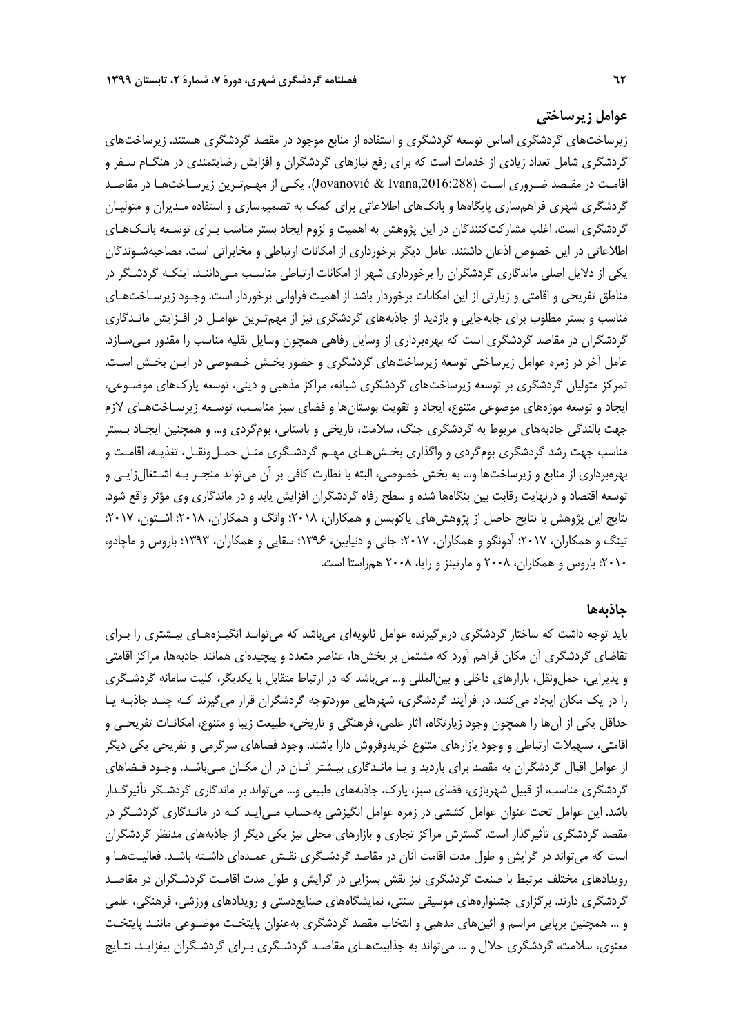## عوامل زیرساختی

زیرساخت‌های گردشگری اساس توسعه گردشگری و استفاده از منابع موجود در مقصد گردشگری هستند. زیرساخت‌های گردشگری شامل تعداد زیادی از خدمات است که برای رفع نیازهای گردشگران و افزایش رضایتمندی در هنگام سفر و اقامت در مقصد ضروری است (Jovanović & Ivana,2016:288). یکی از مهم‌ترین زیرساخت‌ها در مقاصد گردشگری شهری فراهم‌سازی پایگاه‌ها و بانک‌های اطلاعاتی برای کمک به تصمیم‌سازی و استفاده مدیران و متولیان گردشگری است. اغلب مشارکت‌کنندگان در این پژوهش به اهمیت و لزوم ایجاد بستر مناسب برای توسعه بانک‌های اطلاعاتی در این خصوص اذعان داشتند. عامل دیگر برخورداری از امکانات ارتباطی و مخابراتی است. مصاحبه‌شوندگان یکی از دلایل اصلی ماندگاری گردشگران را برخورداری شهر از امکانات ارتباطی مناسب می‌دانند. اینکه گردشگر در مناطق تفریحی و اقامتی و زیارتی از این امکانات برخوردار باشد از اهمیت فراوانی برخوردار است. وجود زیرساخت‌های مناسب و بستر مطلوب برای جابه‌جایی و بازدید از جاذبه‌های گردشگری نیز از مهم‌ترین عوامل در افزایش ماندگاری گردشگران در مقاصد گردشگری است که بهره‌برداری از وسایل رفاهی همچون وسایل نقلیه مناسب را مقدور می‌سازد. عامل آخر در زمره عوامل زیرساختی توسعه زیرساخت‌های گردشگری و حضور بخش خصوصی در این بخش است. تمرکز متولیان گردشگری بر توسعه زیرساخت‌های گردشگری شبانه، مراکز مذهبی و دینی، توسعه پارک‌های موضوعی، ایجاد و توسعه موزه‌های موضوعی متنوع، ایجاد و تقویت بوستان‌ها و فضای سبز مناسب، توسعه زیرساخت‌های لازم جهت بالندگی جاذبه‌های مربوط به گردشگری جنگ، سلامت، تاریخی و باستانی، بوم‌گردی و... و همچنین ایجاد بستر مناسب جهت رشد گردشگری بوم‌گردی و واگذاری بخش‌های مهم گردشگری مثل حمل‌ونقل، تغذیه، اقامت و بهره‌برداری از منابع و زیرساخت‌ها و... به بخش خصوصی، البته با نظارت کافی بر آن می‌تواند منجر به اشتغال‌زایی و توسعه اقتصاد و درنهایت رقابت بین بنگاه‌ها شده و سطح رفاه گردشگران افزایش یابد و در ماندگاری وی مؤثر واقع شود. نتایج این پژوهش با نتایج حاصل از پژوهش‌های یاکوبسن و همکاران، ۲۰۱۸؛ وانگ و همکاران، ۲۰۱۸؛ اشتون، ۲۰۱۷؛ تینگ و همکاران، ۲۰۱۷؛ آدونگو و همکاران، ۲۰۱۷؛ جانی و دنیابین، ۱۳۹۶؛ سقایی و همکاران، ۱۳۹۳؛ باروس و ماچادو، ۲۰۱۰؛ باروس و همکاران، ۲۰۰۸ و مارتینز و رایا، ۲۰۰۸ همراستا است.

## جاذبه‌ها

باید توجه داشت که ساختار گردشگری دربرگیرنده عوامل ثانویه‌ای می‌باشد که می‌تواند انگیزه‌های بیشتری را برای تقاضای گردشگری آن مکان فراهم آورد که مشتمل بر بخش‌ها، عناصر متعدد و پیچیده‌ای همانند جاذبه‌ها، مراکز اقامتی و پذیرایی، حمل‌ونقل، بازارهای داخلی و بین‌المللی و... می‌باشد که در ارتباط متقابل با یکدیگر، کلیت سامانه گردشگری را در یک مکان ایجاد می‌کنند. در فرآیند گردشگری، شهرهایی موردتوجه گردشگران قرار می‌گیرند که چند جاذبه یا حداقل یکی از آن‌ها را همچون وجود زیارتگاه، آثار علمی، فرهنگی و تاریخی، طبیعت زیبا و متنوع، امکانات تفریحی و اقامتی، تسهیلات ارتباطی و وجود بازارهای متنوع خریدوفروش دارا باشند. وجود فضاهای سرگرمی و تفریحی یکی دیگر از عوامل اقبال گردشگران به مقصد برای بازدید و یا ماندگاری بیشتر آنان در آن مکان می‌باشد. وجود فضاهای گردشگری مناسب، از قبیل شهربازی، فضای سبز، پارک، جاذبه‌های طبیعی و... می‌تواند بر ماندگاری گردشگر تأثیرگذار باشد. این عوامل تحت عنوان عوامل کششی در زمره عوامل انگیزشی به‌حساب می‌آید که در ماندگاری گردشگر در مقصد گردشگری تأثیرگذار است. گسترش مراکز تجاری و بازارهای محلی نیز یکی دیگر از جاذبه‌های مدنظر گردشگران است که می‌تواند در گرایش و طول مدت اقامت آنان در مقاصد گردشگری نقش عمده‌ای داشته باشد. فعالیت‌ها و رویدادهای مختلف مرتبط با صنعت گردشگری نیز نقش بسزایی در گرایش و طول مدت اقامت گردشگران در مقاصد گردشگری دارند. برگزاری جشنواره‌های موسیقی سنتی، نمایشگاه‌های صنایع‌دستی و رویدادهای ورزشی، فرهنگی، علمی و ... همچنین برپایی مراسم و آئین‌های مذهبی و انتخاب مقصد گردشگری به‌عنوان پایتخت موضوعی مانند پایتخت معنوی، سلامت، گردشگری حلال و ... می‌تواند به جذابیت‌های مقاصد گردشگری برای گردشگران بیفزاید. نتایج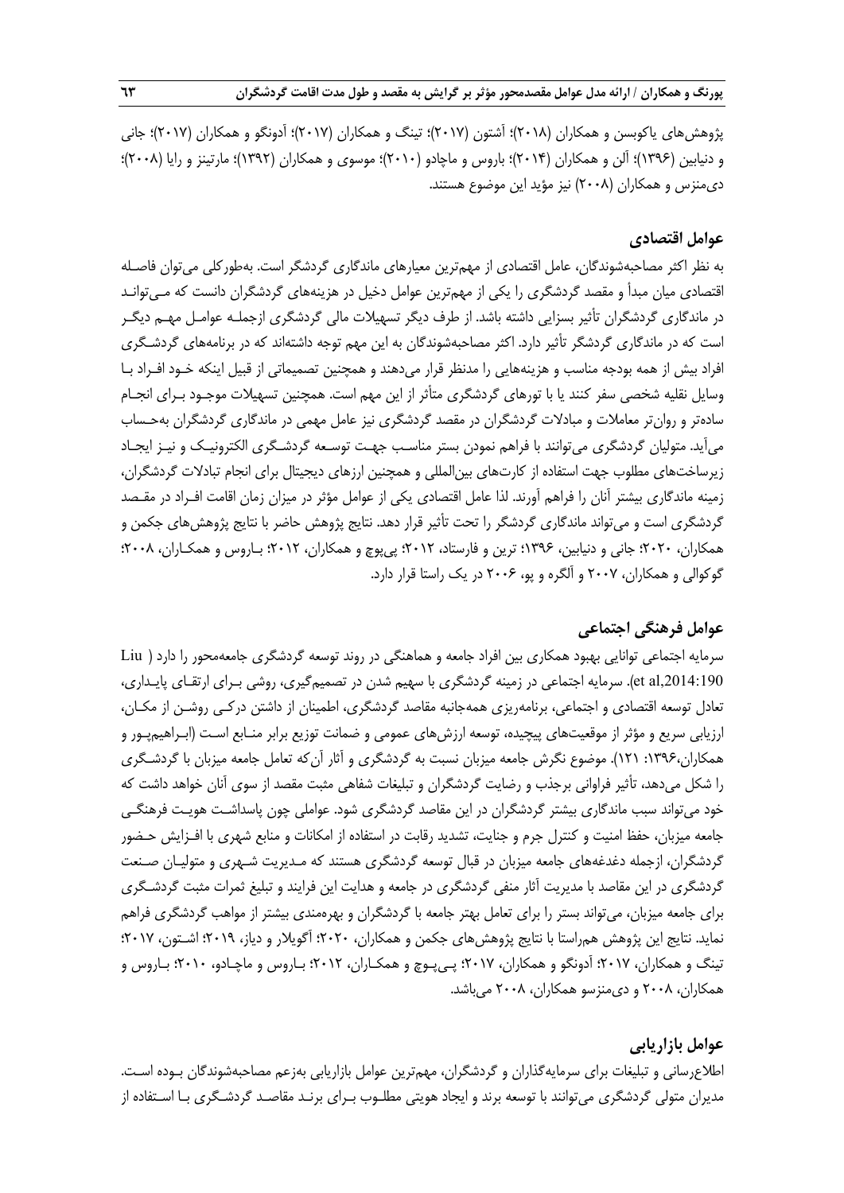پژوهش‌های یاکوبسن و همکاران (۲۰۱۸)؛ آشتون (۲۰۱۷)؛ تینگ و همکاران (۲۰۱۷)؛ آدونگو و همکاران (۲۰۱۷)؛ جانی و دنیابین (۱۳۹۶)؛ آلن و همکاران (۲۰۱۴)؛ باروس و ماچادو (۲۰۱۰)؛ موسوی و همکاران (۱۳۹۲)؛ مارتینز و رایا (۲۰۰۸)؛ دی‌منزس و همکاران (۲۰۰۸) نیز مؤید این موضوع هستند.

## عوامل اقتصادی

به نظر اکثر مصاحبه‌شوندگان، عامل اقتصادی از مهم‌ترین معیارهای ماندگاری گردشگر است. به‌طورکلی می‌توان فاصله اقتصادی میان مبدأ و مقصد گردشگری را یکی از مهم‌ترین عوامل دخیل در هزینه‌های گردشگران دانست که می‌تواند در ماندگاری گردشگران تأثیر بسزایی داشته باشد. از طرف دیگر تسهیلات مالی گردشگری ازجمله عوامل مهم دیگر است که در ماندگاری گردشگر تأثیر دارد. اکثر مصاحبه‌شوندگان به این مهم توجه داشته‌اند که در برنامه‌های گردشگری افراد بیش از همه بودجه مناسب و هزینه‌هایی را مدنظر قرار می‌دهند و همچنین تصمیماتی از قبیل اینکه خود افراد با وسایل نقلیه شخصی سفر کنند یا با تورهای گردشگری متأثر از این مهم است. همچنین تسهیلات موجود برای انجام ساده‌تر و روان‌تر معاملات و مبادلات گردشگران در مقصد گردشگری نیز عامل مهمی در ماندگاری گردشگران به‌حساب می‌آید. متولیان گردشگری می‌توانند با فراهم نمودن بستر مناسب جهت توسعه گردشگری الکترونیک و نیز ایجاد زیرساخت‌های مطلوب جهت استفاده از کارت‌های بین‌المللی و همچنین ارزهای دیجیتال برای انجام تبادلات گردشگران، زمینه ماندگاری بیشتر آنان را فراهم آورند. لذا عامل اقتصادی یکی از عوامل مؤثر در میزان زمان اقامت افراد در مقصد گردشگری است و می‌تواند ماندگاری گردشگر را تحت تأثیر قرار دهد. نتایج پژوهش حاضر با نتایج پژوهش‌های جکمن و همکاران، ۲۰۲۰؛ جانی و دنیابین، ۱۳۹۶؛ ترین و فارستاد، ۲۰۱۲؛ پی‌پوچ و همکاران، ۲۰۱۲؛ باروس و همکاران، ۲۰۰۸؛ گوکوالی و همکاران، ۲۰۰۷ و آلگره و پو، ۲۰۰۶ در یک راستا قرار دارد.

## عوامل فرهنگی اجتماعی

سرمایه اجتماعی توانایی بهبود همکاری بین افراد جامعه و هماهنگی در روند توسعه گردشگری جامعه‌محور را دارد (Liu et al,2014:190). سرمایه اجتماعی در زمینه گردشگری با سهیم شدن در تصمیم‌گیری، روشی برای ارتقای پایداری، تعادل توسعه اقتصادی و اجتماعی، برنامه‌ریزی همه‌جانبه مقاصد گردشگری، اطمینان از داشتن درکی روشن از مکان، ارزیابی سریع و مؤثر از موقعیت‌های پیچیده، توسعه ارزش‌های عمومی و ضمانت توزیع برابر منابع است (ابراهیم‌پور و همکاران،۱۳۹۶: ۱۲۱). موضوع نگرش جامعه میزبان نسبت به گردشگری و آثار آن‌که تعامل جامعه میزبان با گردشگری را شکل می‌دهد، تأثیر فراوانی برجذب و رضایت گردشگران و تبلیغات شفاهی مثبت مقصد از سوی آنان خواهد داشت که خود می‌تواند سبب ماندگاری بیشتر گردشگران در این مقاصد گردشگری شود. عواملی چون پاسداشت هویت فرهنگی جامعه میزبان، حفظ امنیت و کنترل جرم و جنایت، تشدید رقابت در استفاده از امکانات و منابع شهری با افزایش حضور گردشگران، ازجمله دغدغه‌های جامعه میزبان در قبال توسعه گردشگری هستند که مدیریت شهری و متولیان صنعت گردشگری در این مقاصد با مدیریت آثار منفی گردشگری در جامعه و هدایت این فرایند و تبلیغ ثمرات مثبت گردشگری برای جامعه میزبان، می‌تواند بستر را برای تعامل بهتر جامعه با گردشگران و بهره‌مندی بیشتر از مواهب گردشگری فراهم نماید. نتایج این پژوهش هم‌راستا با نتایج پژوهش‌های جکمن و همکاران، ۲۰۲۰؛ آگویلار و دیاز، ۲۰۱۹؛ اشتون، ۲۰۱۷؛ تینگ و همکاران، ۲۰۱۷؛ آدونگو و همکاران، ۲۰۱۷؛ پی‌پوچ و همکاران، ۲۰۱۲؛ باروس و ماچادو، ۲۰۱۰؛ باروس و همکاران، ۲۰۰۸ و دی‌منزسو همکاران، ۲۰۰۸ می‌باشد.

## عوامل بازاریابی

اطلاع‌رسانی و تبلیغات برای سرمایه‌گذاران و گردشگران، مهم‌ترین عوامل بازاریابی به‌زعم مصاحبه‌شوندگان بوده است. مدیران متولی گردشگری می‌توانند با توسعه برند و ایجاد هویتی مطلوب برای برند مقاصد گردشگری با استفاده از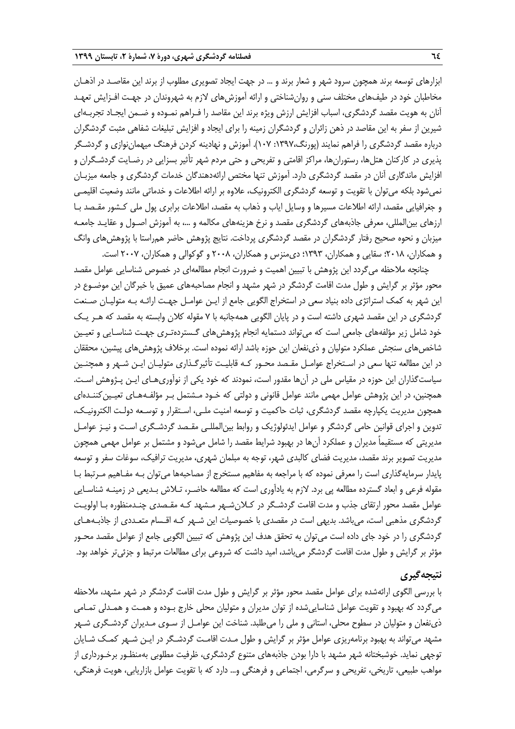ابزارهای توسعه برند همچون سرود شهر و شعار برند و ... در جهت ایجاد تصویری مطلوب از برند این مقاصد در اذهان مخاطبان خود در طیف‌های مختلف سنی و روان‌شناختی و ارائه آموزش‌های لازم به شهروندان در جهت افزایش تعهد آنان به هویت مقصد گردشگری، اسباب افزایش ارزش ویژه برند این مقاصد را فراهم نموده و ضمن ایجاد تجربه‌ای شیرین از سفر به این مقاصد در ذهن زائران و گردشگران زمینه را برای ایجاد و افزایش تبلیغات شفاهی مثبت گردشگران درباره مقصد گردشگری را فراهم نمایند (پورنگ،۱۳۹۷: ۱۰۷). آموزش و نهادینه کردن فرهنگ میهمان‌نوازی و گردشگر پذیری در کارکنان هتل‌ها، رستوران‌ها، مراکز اقامتی و تفریحی و حتی مردم شهر تأثیر بسزایی در رضایت گردشگران و افزایش ماندگاری آنان در مقصد گردشگری دارد. آموزش تنها مختص ارائه‌دهندگان خدمات گردشگری و جامعه میزبان نمی‌شود بلکه می‌توان با تقویت و توسعه گردشگری الکترونیک، علاوه بر ارائه اطلاعات و خدماتی مانند وضعیت اقلیمی و جغرافیایی مقصد، ارائه اطلاعات مسیرها و وسایل ایاب و ذهاب به مقصد، اطلاعات برابری پول ملی کشور مقصد با ارزهای بین‌المللی، معرفی جاذبه‌های گردشگری مقصد و نرخ هزینه‌های مکالمه و ...، به آموزش اصول و عقاید جامعه میزبان و نحوه صحیح رفتار گردشگران در مقصد گردشگری پرداخت. نتایج پژوهش حاضر هم‌راستا با پژوهش‌های وانگ و همکاران، ۲۰۱۸؛ سقایی و همکاران، ۱۳۹۳؛ دی‌منزس و همکاران، ۲۰۰۸ و گوکوالی و همکاران، ۲۰۰۷ است.

چنانچه ملاحظه می‌گردد این پژوهش با تبیین اهمیت و ضرورت انجام مطالعه‌ای در خصوص شناسایی عوامل مقصد محور مؤثر بر گرایش و طول مدت اقامت گردشگر در شهر مشهد و انجام مصاحبه‌های عمیق با خبرگان این موضوع در این شهر به کمک استراتژی داده بنیاد سعی در استخراج الگویی جامع از این عوامل جهت ارائه به متولیان صنعت گردشگری در این مقصد شهری داشته است و در پایان الگویی همه‌جانبه با ۷ مقوله کلان وابسته به مقصد که هر یک خود شامل زیر مؤلفه‌های جامعی است که می‌تواند دستمایه انجام پژوهش‌های گسترده‌تری جهت شناسایی و تعیین شاخص‌های سنجش عملکرد متولیان و ذی‌نفعان این حوزه باشد ارائه نموده است. برخلاف پژوهش‌های پیشین، محققان در این مطالعه تنها سعی در استخراج عوامل مقصد محور که قابلیت تأثیرگذاری متولیان این شهر و همچنین سیاست‌گذاران این حوزه در مقیاس ملی در آن‌ها مقدور است، نمودند که خود یکی از نوآوری‌های این پژوهش است. همچنین، در این پژوهش عوامل مهمی مانند عوامل قانونی و دولتی که خود مشتمل بر مؤلفه‌های تعیین‌کننده‌ای همچون مدیریت یکپارچه مقصد گردشگری، ثبات حاکمیت و توسعه امنیت ملی، استقرار و توسعه دولت الکترونیک، تدوین و اجرای قوانین حامی گردشگر و عوامل ایدئولوژیک و روابط بین‌المللی مقصد گردشگری است و نیز عوامل مدیریتی که مستقیماً مدیران و عملکرد آن‌ها در بهبود شرایط مقصد را شامل می‌شود و مشتمل بر عوامل مهمی همچون مدیریت تصویر برند مقصد، مدیریت فضای کالبدی شهر، توجه به مبلمان شهری، مدیریت ترافیک، سوغات سفر و توسعه پایدار سرمایه‌گذاری است را معرفی نموده که با مراجعه به مفاهیم مستخرج از مصاحبه‌ها می‌توان به مفاهیم مرتبط با مقوله فرعی و ابعاد گسترده مطالعه پی برد. لازم به یادآوری است که مطالعه حاضر، تلاش بدیعی در زمینه شناسایی عوامل مقصد محور ارتقای جذب و مدت اقامت گردشگر در کلان‌شهر مشهد که مقصدی چندمنظوره با اولویت گردشگری مذهبی است، می‌باشد. بدیهی است در مقصدی با خصوصیات این شهر که اقسام متعددی از جاذبه‌های گردشگری را در خود جای داده است می‌توان به تحقق هدف این پژوهش که تبیین الگویی جامع از عوامل مقصد محور مؤثر بر گرایش و طول مدت اقامت گردشگر می‌باشد، امید داشت که شروعی برای مطالعات مرتبط و جزئی‌تر خواهد بود.

## نتیجه‌گیری

با بررسی الگوی ارائه‌شده برای عوامل مقصد محور مؤثر بر گرایش و طول مدت اقامت گردشگر در شهر مشهد، ملاحظه می‌گردد که بهبود و تقویت عوامل شناسایی‌شده از توان مدیران و متولیان محلی خارج بوده و همت و همدلی تمامی ذی‌نفعان و متولیان در سطوح محلی، استانی و ملی را می‌طلبد. شناخت این عوامل از سوی مدیران گردشگری شهر مشهد می‌تواند به بهبود برنامه‌ریزی عوامل مؤثر بر گرایش و طول مدت اقامت گردشگر در این شهر کمک شایان توجهی نماید. خوشبختانه شهر مشهد با دارا بودن جاذبه‌های متنوع گردشگری، ظرفیت مطلوبی به‌منظور برخورداری از مواهب طبیعی، تاریخی، تفریحی و سرگرمی، اجتماعی و فرهنگی و... دارد که با تقویت عوامل بازاریابی، هویت فرهنگی،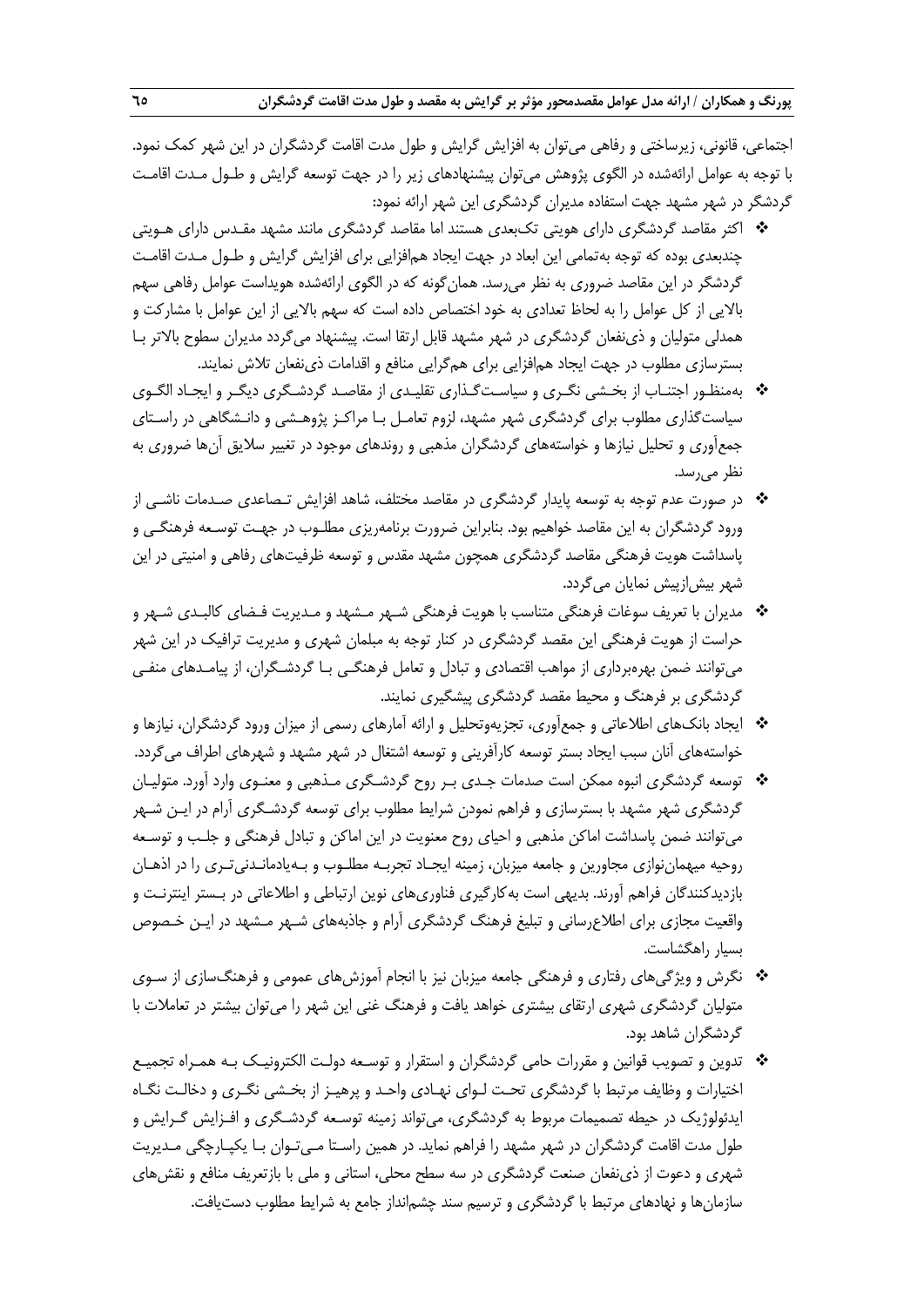اجتماعی، قانونی، زیرساختی و رفاهی می‌توان به افزایش گرایش و طول مدت اقامت گردشگران در این شهر کمک نمود. با توجه به عوامل ارائه‌شده در الگوی پژوهش می‌توان پیشنهادهای زیر را در جهت توسعه گرایش و طول مدت اقامت گردشگر در شهر مشهد جهت استفاده مدیران گردشگری این شهر ارائه نمود:

- اکثر مقاصد گردشگری دارای هویتی تک‌بعدی هستند اما مقاصد گردشگری مانند مشهد مقدس دارای هویتی چندبعدی بوده که توجه به‌تمامی این ابعاد در جهت ایجاد هم‌افزایی برای افزایش گرایش و طول مدت اقامت گردشگر در این مقاصد ضروری به نظر می‌رسد. همان‌گونه که در الگوی ارائه‌شده هویداست عوامل رفاهی سهم بالایی از کل عوامل را به لحاظ تعدادی به خود اختصاص داده است که سهم بالایی از این عوامل با مشارکت و همدلی متولیان و ذی‌نفعان گردشگری در شهر مشهد قابل ارتقا است. پیشنهاد می‌گردد مدیران سطوح بالاتر با بسترسازی مطلوب در جهت ایجاد هم‌افزایی برای هم‌گرایی منافع و اقدامات ذی‌نفعان تلاش نمایند.
- به‌منظور اجتناب از بخشی نگری و سیاست‌گذاری تقلیدی از مقاصد گردشگری دیگر و ایجاد الگوی سیاست‌گذاری مطلوب برای گردشگری شهر مشهد، لزوم تعامل با مراکز پژوهشی و دانشگاهی در راستای جمع‌آوری و تحلیل نیازها و خواسته‌های گردشگران مذهبی و روندهای موجود در تغییر سلایق آن‌ها ضروری به نظر می‌رسد.
- در صورت عدم توجه به توسعه پایدار گردشگری در مقاصد مختلف، شاهد افزایش تصاعدی صدمات ناشی از ورود گردشگران به این مقاصد خواهیم بود. بنابراین ضرورت برنامه‌ریزی مطلوب در جهت توسعه فرهنگی و پاسداشت هویت فرهنگی مقاصد گردشگری همچون مشهد مقدس و توسعه ظرفیت‌های رفاهی و امنیتی در این شهر بیش‌ازپیش نمایان می‌گردد.
- مدیران با تعریف سوغات فرهنگی متناسب با هویت فرهنگی شهر مشهد و مدیریت فضای کالبدی شهر و حراست از هویت فرهنگی این مقصد گردشگری در کنار توجه به مبلمان شهری و مدیریت ترافیک در این شهر می‌توانند ضمن بهره‌برداری از مواهب اقتصادی و تبادل و تعامل فرهنگی با گردشگران، از پیامدهای منفی گردشگری بر فرهنگ و محیط مقصد گردشگری پیشگیری نمایند.
- ایجاد بانک‌های اطلاعاتی و جمع‌آوری، تجزیه‌وتحلیل و ارائه آمارهای رسمی از میزان ورود گردشگران، نیازها و خواسته‌های آنان سبب ایجاد بستر توسعه کارآفرینی و توسعه اشتغال در شهر مشهد و شهرهای اطراف می‌گردد.
- توسعه گردشگری انبوه ممکن است صدمات جدی بر روح گردشگری مذهبی و معنوی وارد آورد. متولیان گردشگری شهر مشهد با بسترسازی و فراهم نمودن شرایط مطلوب برای توسعه گردشگری آرام در این شهر می‌توانند ضمن پاسداشت اماکن مذهبی و احیای روح معنویت در این اماکن و تبادل فرهنگی و جلب و توسعه روحیه میهمان‌نوازی مجاورین و جامعه میزبان، زمینه ایجاد تجربه مطلوب و به‌یادماندنی‌تری را در اذهان بازدیدکنندگان فراهم آورند. بدیهی است به‌کارگیری فناوری‌های نوین ارتباطی و اطلاعاتی در بستر اینترنت و واقعیت مجازی برای اطلاع‌رسانی و تبلیغ فرهنگ گردشگری آرام و جاذبه‌های شهر مشهد در این خصوص بسیار راهگشاست.
- نگرش و ویژگی‌های رفتاری و فرهنگی جامعه میزبان نیز با انجام آموزش‌های عمومی و فرهنگ‌سازی از سوی متولیان گردشگری شهری ارتقای بیشتری خواهد یافت و فرهنگ غنی این شهر را می‌توان بیشتر در تعاملات با گردشگران شاهد بود.
- تدوین و تصویب قوانین و مقررات حامی گردشگران و استقرار و توسعه دولت الکترونیک به همراه تجمیع اختیارات و وظایف مرتبط با گردشگری تحت لوای نهادی واحد و پرهیز از بخشی نگری و دخالت نگاه ایدئولوژیک در حیطه تصمیمات مربوط به گردشگری، می‌تواند زمینه توسعه گردشگری و افزایش گرایش و طول مدت اقامت گردشگران در شهر مشهد را فراهم نماید. در همین راستا می‌توان با یکپارچگی مدیریت شهری و دعوت از ذی‌نفعان صنعت گردشگری در سه سطح محلی، استانی و ملی با بازتعریف منافع و نقش‌های سازمان‌ها و نهادهای مرتبط با گردشگری و ترسیم سند چشم‌انداز جامع به شرایط مطلوب دست‌یافت.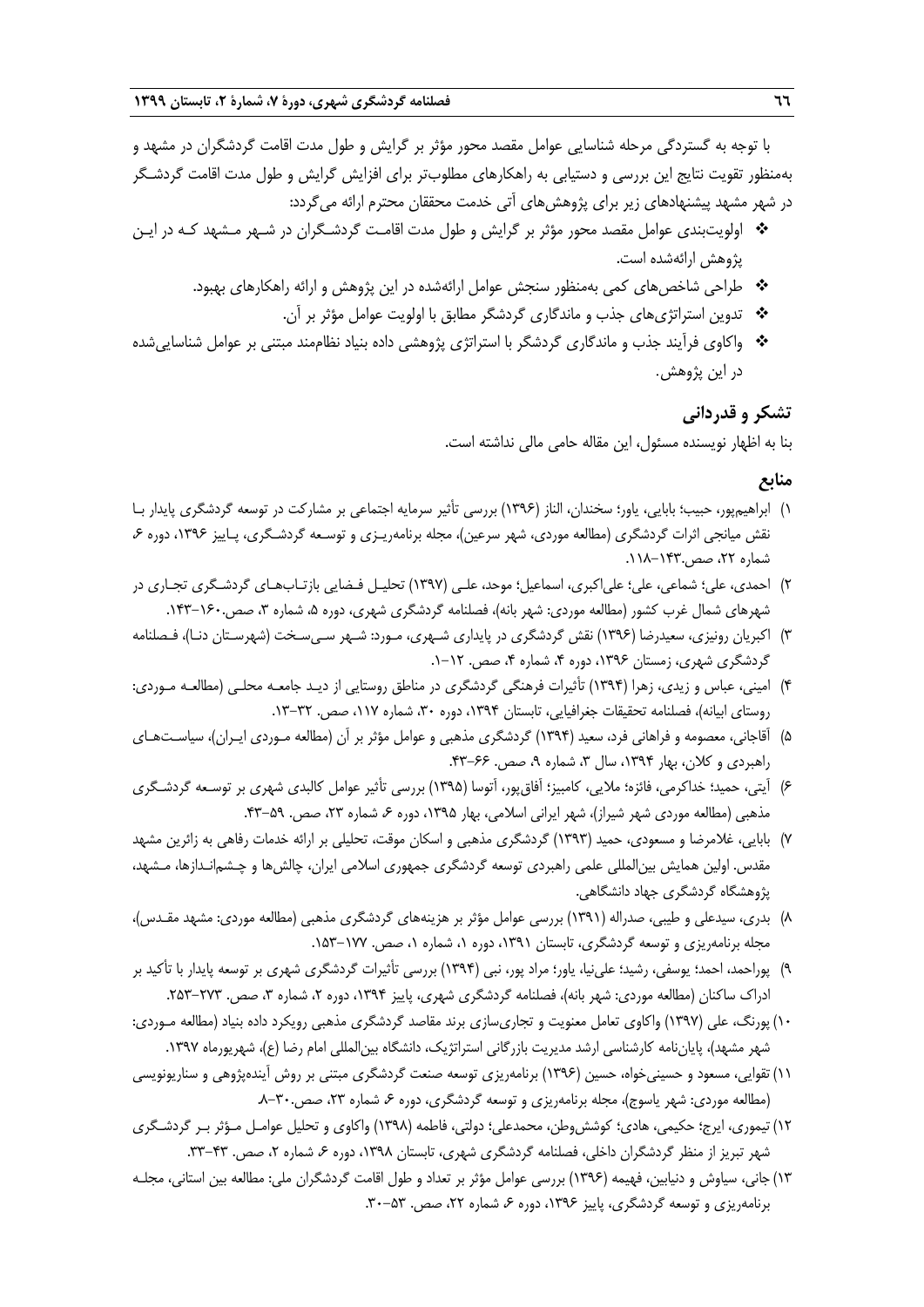با توجه به گستردگی مرحله شناسایی عوامل مقصد محور مؤثر بر گرایش و طول مدت اقامت گردشگران در مشهد و به‌منظور تقویت نتایج این بررسی و دستیابی به راهکارهای مطلوب‌تر برای افزایش گرایش و طول مدت اقامت گردشگر در شهر مشهد پیشنهادهای زیر برای پژوهش‌های آتی خدمت محققان محترم ارائه می‌گردد:

- اولویت‌بندی عوامل مقصد محور مؤثر بر گرایش و طول مدت اقامت گردشگران در شهر مشهد که در این پژوهش ارائه‌شده است.
- طراحی شاخص‌های کمی به‌منظور سنجش عوامل ارائه‌شده در این پژوهش و ارائه راهکارهای بهبود.
- تدوین استراتژی‌های جذب و ماندگاری گردشگر مطابق با اولویت عوامل مؤثر بر آن.
- واکاوی فرآیند جذب و ماندگاری گردشگر با استراتژی پژوهشی داده بنیاد نظام‌مند مبتنی بر عوامل شناسایی‌شده در این پژوهش.

## تشکر و قدردانی

بنا به اظهار نویسنده مسئول، این مقاله حامی مالی نداشته است.

## منابع

۱) ابراهیم‌پور، حبیب؛ بابایی، یاور؛ سخندان، الناز (۱۳۹۶) بررسی تأثیر سرمایه اجتماعی بر مشارکت در توسعه گردشگری پایدار با نقش میانجی اثرات گردشگری (مطالعه موردی، شهر سرعین)، مجله برنامه‌ریزی و توسعه گردشگری، پاییز ۱۳۹۶، دوره ۶، شماره ۲۲، صص.۱۴۳-۱۱۸.

۲) احمدی، علی؛ شماعی، علی؛ علی‌اکبری، اسماعیل؛ موحد، علی (۱۳۹۷) تحلیل فضایی بازتاب‌های گردشگری تجاری در شهرهای شمال غرب کشور (مطالعه موردی: شهر بانه)، فصلنامه گردشگری شهری، دوره ۵، شماره ۳، صص.۱۶۰-۱۴۳.

۳) اکبریان رونیزی، سعیدرضا (۱۳۹۶) نقش گردشگری در پایداری شهری، مورد: شهر سی‌سخت (شهرستان دنا)، فصلنامه گردشگری شهری، زمستان ۱۳۹۶، دوره ۴، شماره ۴، صص. ۱۲-۱.

۴) امینی، عباس و زیدی، زهرا (۱۳۹۴) تأثیرات فرهنگی گردشگری در مناطق روستایی از دید جامعه محلی (مطالعه موردی: روستای ابیانه)، فصلنامه تحقیقات جغرافیایی، تابستان ۱۳۹۴، دوره ۳۰، شماره ۱۱۷، صص. ۳۲-۱۳.

۵) آقاجانی، معصومه و فراهانی فرد، سعید (۱۳۹۴) گردشگری مذهبی و عوامل مؤثر بر آن (مطالعه موردی ایران)، سیاست‌های راهبردی و کلان، بهار ۱۳۹۴، سال ۳، شماره ۹، صص. ۶۶-۴۳.

۶) آیتی، حمید؛ خداکرمی، فائزه؛ ملایی، کامبیز؛ آفاق‌پور، آتوسا (۱۳۹۵) بررسی تأثیر عوامل کالبدی شهری بر توسعه گردشگری مذهبی (مطالعه موردی شهر شیراز)، شهر ایرانی اسلامی، بهار ۱۳۹۵، دوره ۶، شماره ۲۳، صص. ۵۹-۴۳.

۷) بابایی، غلامرضا و مسعودی، حمید (۱۳۹۳) گردشگری مذهبی و اسکان موقت، تحلیلی بر ارائه خدمات رفاهی به زائرین مشهد مقدس. اولین همایش بین‌المللی علمی راهبردی توسعه گردشگری جمهوری اسلامی ایران، چالش‌ها و چشم‌اندازها، مشهد، پژوهشگاه گردشگری جهاد دانشگاهی.

۸) بدری، سیدعلی و طیبی، صدراله (۱۳۹۱) بررسی عوامل مؤثر بر هزینه‌های گردشگری مذهبی (مطالعه موردی: مشهد مقدس)، مجله برنامه‌ریزی و توسعه گردشگری، تابستان ۱۳۹۱، دوره ۱، شماره ۱، صص. ۱۷۷-۱۵۳.

۹) پوراحمد، احمد؛ یوسفی، رشید؛ علی‌نیا، یاور؛ مراد پور، نبی (۱۳۹۴) بررسی تأثیرات گردشگری شهری بر توسعه پایدار با تأکید بر ادراک ساکنان (مطالعه موردی: شهر بانه)، فصلنامه گردشگری شهری، پاییز ۱۳۹۴، دوره ۲، شماره ۳، صص. ۲۷۳-۲۵۳.

۱۰) پورنگ، علی (۱۳۹۷) واکاوی تعامل معنویت و تجاری‌سازی برند مقاصد گردشگری مذهبی رویکرد داده بنیاد (مطالعه موردی: شهر مشهد)، پایان‌نامه کارشناسی ارشد مدیریت بازرگانی استراتژیک، دانشگاه بین‌المللی امام رضا (ع)، شهریورماه ۱۳۹۷.

۱۱) تقوایی، مسعود و حسینی‌خواه، حسین (۱۳۹۶) برنامه‌ریزی توسعه صنعت گردشگری مبتنی بر روش آینده‌پژوهی و سناریونویسی (مطالعه موردی: شهر یاسوج)، مجله برنامه‌ریزی و توسعه گردشگری، دوره ۶، شماره ۲۳، صص.۳۰-۸.

۱۲) تیموری، ایرج؛ حکیمی، هادی؛ کوشش‌وطن، محمدعلی؛ دولتی، فاطمه (۱۳۹۸) واکاوی و تحلیل عوامل مؤثر بر گردشگری شهر تبریز از منظر گردشگران داخلی، فصلنامه گردشگری شهری، تابستان ۱۳۹۸، دوره ۶، شماره ۲، صص. ۴۳-۳۳.

۱۳) جانی، سیاوش و دنیابین، فهیمه (۱۳۹۶) بررسی عوامل مؤثر بر تعداد و طول اقامت گردشگران ملی: مطالعه بین استانی، مجله برنامه‌ریزی و توسعه گردشگری، پاییز ۱۳۹۶، دوره ۶، شماره ۲۲، صص. ۵۳-۳۰.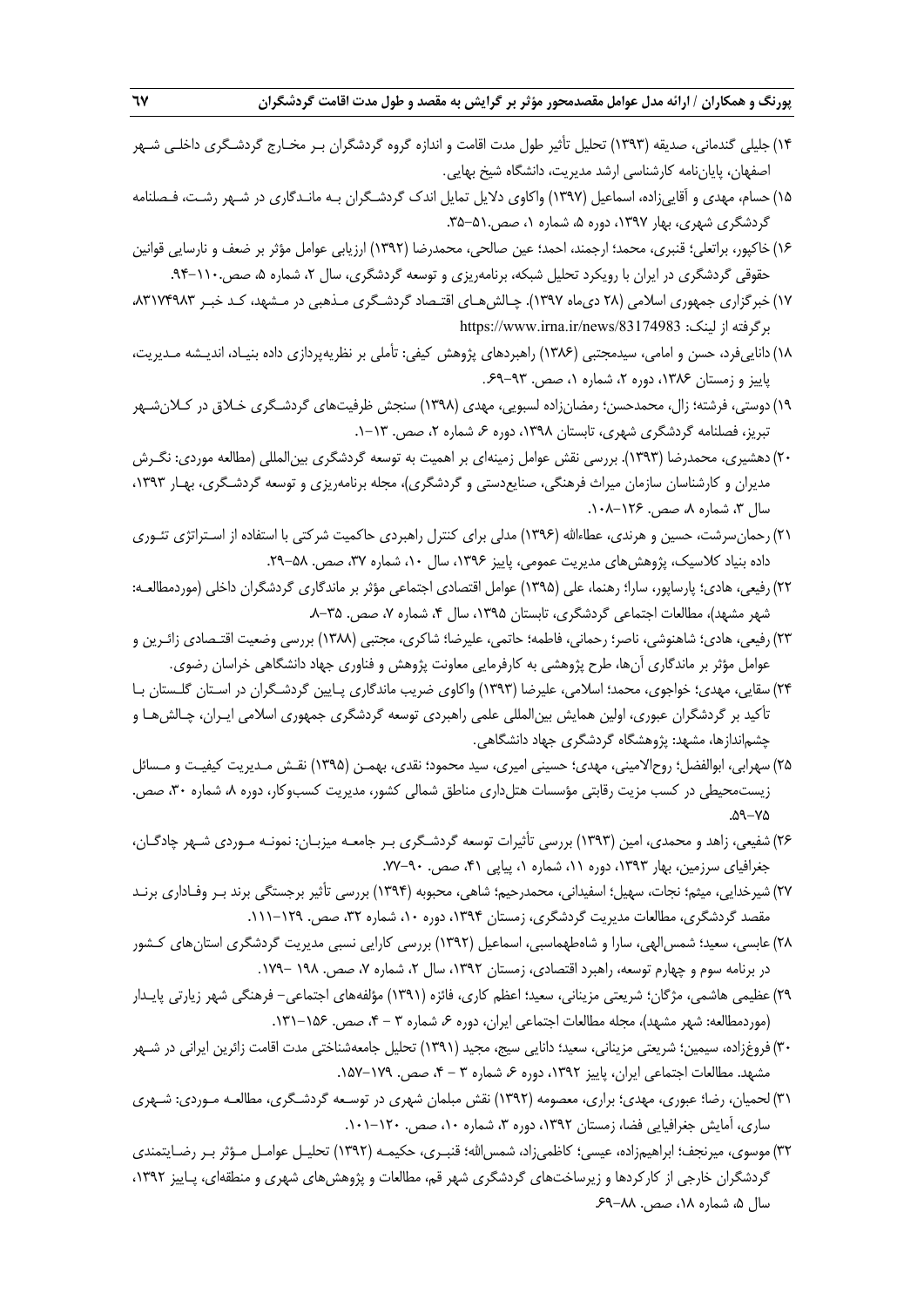۱۴) جلیلی گندمانی، صدیقه (۱۳۹۳) تحلیل تأثیر طول مدت اقامت و اندازه گروه گردشگران بـر مخـارج گردشـگری داخلـی شـهر اصفهان، پایان‌نامه کارشناسی ارشد مدیریت، دانشگاه شیخ بهایی.

۱۵) حسام، مهدی و آقایی‌زاده، اسماعیل (۱۳۹۷) واکاوی دلایل تمایل اندک گردشـگران بـه مانـدگاری در شـهر رشـت، فـصلنامه گردشگری شهری، بهار ۱۳۹۷، دوره ۵، شماره ۱، صص.۵۱-۳۵.

۱۶) خاکپور، براتعلی؛ قنبری، محمد؛ ارجمند، احمد؛ عین صالحی، محمدرضا (۱۳۹۲) ارزیابی عوامل مؤثر بر ضعف و نارسایی قوانین حقوقی گردشگری در ایران با رویکرد تحلیل شبکه، برنامه‌ریزی و توسعه گردشگری، سال ۲، شماره ۵، صص.۱۱۰-۹۴.

۱۷) خبرگزاری جمهوری اسلامی (۲۸ دی‌ماه ۱۳۹۷). چـالش‌هـای اقتـصاد گردشـگری مـذهبی در مـشهد، کـد خبـر ۸۳۱۷۴۹۸۳، برگرفته از لینک: https://www.irna.ir/news/83174983

۱۸) دانایی‌فرد، حسن و امامی، سیدمجتبی (۱۳۸۶) راهبردهای پژوهش کیفی: تأملی بر نظریه‌پردازی داده بنیـاد، اندیـشه مـدیریت، پاییز و زمستان ۱۳۸۶، دوره ۲، شماره ۱، صص. ۹۳-۶۹.

۱۹) دوستی، فرشته؛ زال، محمدحسن؛ رمضان‌زاده لسبویی، مهدی (۱۳۹۸) سنجش ظرفیت‌های گردشـگری خـلاق در کـلان‌شـهر تبریز، فصلنامه گردشگری شهری، تابستان ۱۳۹۸، دوره ۶، شماره ۲، صص. ۱۳-۱.

۲۰) دهشیری، محمدرضا (۱۳۹۳). بررسی نقش عوامل زمینه‌ای بر اهمیت به توسعه گردشگری بین‌المللی (مطالعه موردی: نگـرش مدیران و کارشناسان سازمان میراث فرهنگی، صنایع‌دستی و گردشگری)، مجله برنامه‌ریزی و توسعه گردشـگری، بهـار ۱۳۹۳، سال ۳، شماره ۸ صص. ۱۲۶-۱۰۸.

۲۱) رحمان‌سرشت، حسین و هرندی، عطاءالله (۱۳۹۶) مدلی برای کنترل راهبردی حاکمیت شرکتی با استفاده از اسـتراتژی تئـوری داده بنیاد کلاسیک، پژوهش‌های مدیریت عمومی، پاییز ۱۳۹۶، سال ۱۰، شماره ۳۷، صص. ۵۸-۲۹.

۲۲) رفیعی، هادی؛ پارساپور، سارا؛ رهنما، علی (۱۳۹۵) عوامل اقتصادی اجتماعی مؤثر بر ماندگاری گردشگران داخلی (موردمطالعـه: شهر مشهد)، مطالعات اجتماعی گردشگری، تابستان ۱۳۹۵، سال ۴، شماره ۷، صص. ۳۵-۸.

۲۳) رفیعی، هادی؛ شاهنوشی، ناصر؛ رحمانی، فاطمه؛ حاتمی، علیرضا؛ شاکری، مجتبی (۱۳۸۸) بررسی وضعیت اقتـصادی زائـرین و عوامل مؤثر بر ماندگاری آن‌ها، طرح پژوهشی به کارفرمایی معاونت پژوهش و فناوری جهاد دانشگاهی خراسان رضوی.

۲۴) سقایی، مهدی؛ خواجوی، محمد؛ اسلامی، علیرضا (۱۳۹۳) واکاوی ضریب ماندگاری پـایین گردشـگران در اسـتان گلـستان بـا تأکید بر گردشگران عبوری، اولین همایش بین‌المللی علمی راهبردی توسعه گردشگری جمهوری اسلامی ایـران، چـالش‌هـا و چشم‌اندازها، مشهد: پژوهشگاه گردشگری جهاد دانشگاهی.

۲۵) سهرابی، ابوالفضل؛ روح‌الامینی، مهدی؛ حسینی امیری، سید محمود؛ نقدی، بهمـن (۱۳۹۵) نقـش مـدیریت کیفیـت و مـسائل زیست‌محیطی در کسب مزیت رقابتی مؤسسات هتل‌داری مناطق شمالی کشور، مدیریت کسب‌وکار، دوره ۸، شماره ۳۰، صص. ۵۹-۷۵.

۲۶) شفیعی، زاهد و محمدی، امین (۱۳۹۳) بررسی تأثیرات توسعه گردشـگری بـر جامعـه میزبـان: نمونـه مـوردی شـهر چادگـان، جغرافیای سرزمین، بهار ۱۳۹۳، دوره ۱۱، شماره ۱، پیاپی ۴۱، صص. ۹۰-۷۷.

۲۷) شیرخدایی، میثم؛ نجات، سهیل؛ اسفیدانی، محمدرحیم؛ شاهی، محبوبه (۱۳۹۴) بررسی تأثیر برجستگی برند بـر وفـاداری برنـد مقصد گردشگری، مطالعات مدیریت گردشگری، زمستان ۱۳۹۴، دوره ۱۰، شماره ۳۲، صص. ۱۲۹-۱۱۱.

۲۸) عابسی، سعید؛ شمس‌الهی، سارا و شاه‌طهماسبی، اسماعیل (۱۳۹۲) بررسی کارایی نسبی مدیریت گردشگری استان‌های کـشور در برنامه سوم و چهارم توسعه، راهبرد اقتصادی، زمستان ۱۳۹۲، سال ۲، شماره ۷، صص. ۱۹۸ -۱۷۹.

۲۹) عظیمی هاشمی، مژگان؛ شریعتی مزینانی، سعید؛ اعظم کاری، فائزه (۱۳۹۱) مؤلفه‌های اجتماعی– فرهنگی شهر زیارتی پایـدار (موردمطالعه: شهر مشهد)، مجله مطالعات اجتماعی ایران، دوره ۶، شماره ۳ – ۴، صص. ۱۵۶-۱۳۱.

۳۰) فروغ‌زاده، سیمین؛ شریعتی مزینانی، سعید؛ دانایی سیج، مجید (۱۳۹۱) تحلیل جامعه‌شناختی مدت اقامت زائرین ایرانی در شـهر مشهد. مطالعات اجتماعی ایران، پاییز ۱۳۹۲، دوره ۶، شماره ۳ – ۴، صص. ۱۷۹-۱۵۷.

۳۱) لحمیان، رضا؛ عبوری، مهدی؛ براری، معصومه (۱۳۹۲) نقش مبلمان شهری در توسـعه گردشـگری، مطالعـه مـوردی: شـهری ساری، آمایش جغرافیایی فضا، زمستان ۱۳۹۲، دوره ۳، شماره ۱۰، صص. ۱۲۰-۱۰۱.

۳۲) موسوی، میرنجف؛ ابراهیم‌زاده، عیسی؛ کاظمی‌زاد، شمس‌الله؛ قنبـری، حکیمـه (۱۳۹۲) تحلیـل عوامـل مـؤثر بـر رضـایتمندی گردشگران خارجی از کارکردها و زیرساخت‌های گردشگری شهر قم، مطالعات و پژوهش‌های شهری و منطقه‌ای، پـاییز ۱۳۹۲، سال ۵، شماره ۱۸، صص. ۸۸-۶۹.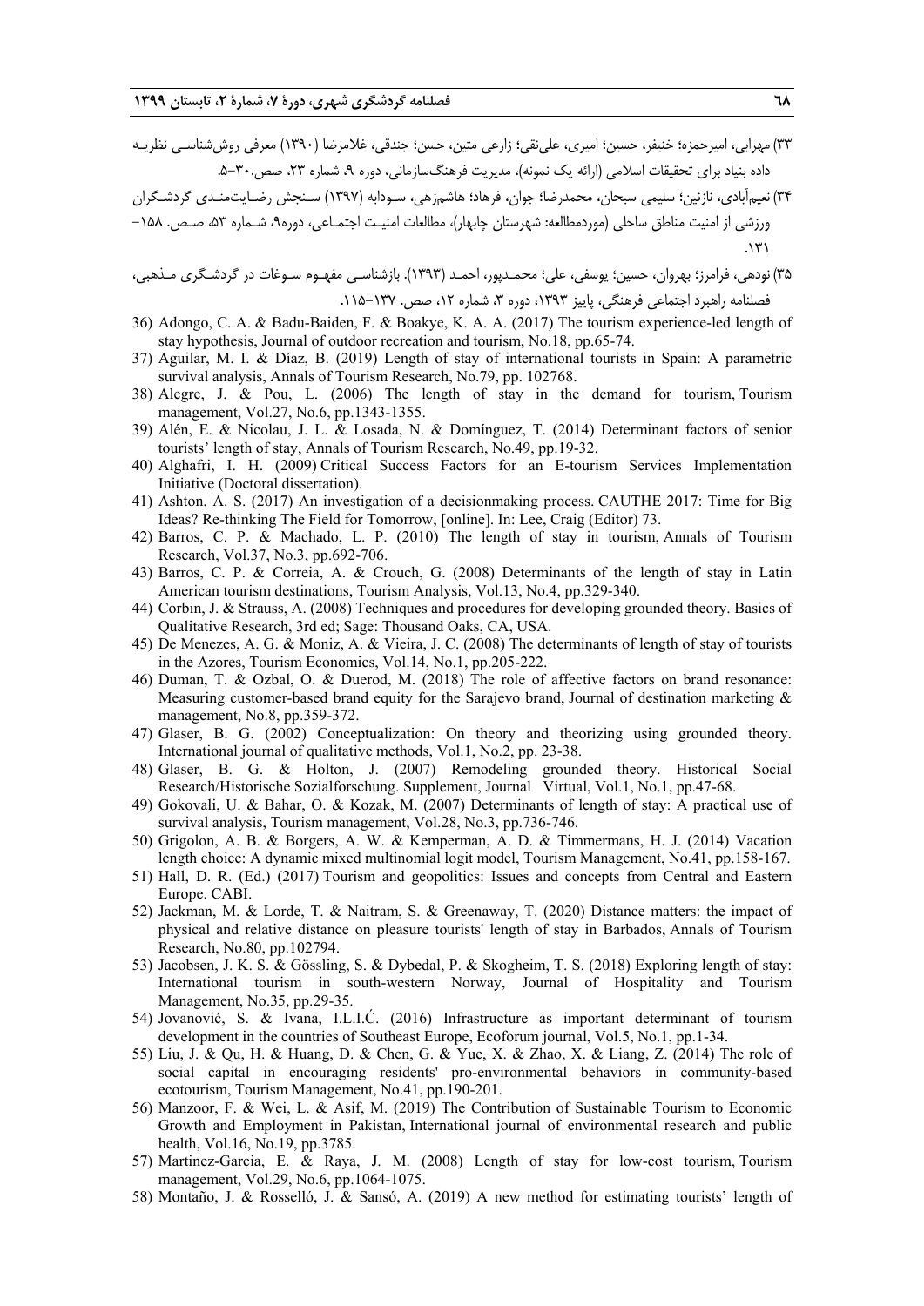۳۳) مهرابی، امیرحمزه؛ خنیفر، حسین؛ امیری، علی‌نقی؛ زارعی متین، حسن؛ جندقی، غلامرضا (۱۳۹۰) معرفی روش‌شناسی نظریه داده بنیاد برای تحقیقات اسلامی (ارائه یک نمونه)، مدیریت فرهنگ‌سازمانی، دوره ۹، شماره ۲۳، صص.۳۰-۵.

۳۴) نعیم‌آبادی، نازنین؛ سلیمی سبحان، محمدرضا؛ جوان، فرهاد؛ هاشمزهی، سودابه (۱۳۹۷) سنجش رضایتمندی گردشگران ورزشی از امنیت مناطق ساحلی (موردمطالعه: شهرستان چابهار)، مطالعات امنیت اجتماعی، دوره۹، شماره ۵۳، صص. ۱۵۸- ۱۳۱.

۳۵) نودهی، فرامرز؛ بهروان، حسین؛ یوسفی، علی؛ محمدپور، احمد (۱۳۹۳). بازشناسی مفهوم سوغات در گردشگری مذهبی، فصلنامه راهبرد اجتماعی فرهنگی، پاییز ۱۳۹۳، دوره ۳، شماره ۱۲، صص. ۱۳۷-۱۱۵.

36) Adongo, C. A. & Badu-Baiden, F. & Boakye, K. A. A. (2017) The tourism experience-led length of stay hypothesis, Journal of outdoor recreation and tourism, No.18, pp.65-74.

37) Aguilar, M. I. & Díaz, B. (2019) Length of stay of international tourists in Spain: A parametric survival analysis, Annals of Tourism Research, No.79, pp. 102768.

38) Alegre, J. & Pou, L. (2006) The length of stay in the demand for tourism, Tourism management, Vol.27, No.6, pp.1343-1355.

39) Alén, E. & Nicolau, J. L. & Losada, N. & Domínguez, T. (2014) Determinant factors of senior tourists' length of stay, Annals of Tourism Research, No.49, pp.19-32.

40) Alghafri, I. H. (2009) Critical Success Factors for an E-tourism Services Implementation Initiative (Doctoral dissertation).

41) Ashton, A. S. (2017) An investigation of a decisionmaking process. CAUTHE 2017: Time for Big Ideas? Re-thinking The Field for Tomorrow, [online]. In: Lee, Craig (Editor) 73.

42) Barros, C. P. & Machado, L. P. (2010) The length of stay in tourism, Annals of Tourism Research, Vol.37, No.3, pp.692-706.

43) Barros, C. P. & Correia, A. & Crouch, G. (2008) Determinants of the length of stay in Latin American tourism destinations, Tourism Analysis, Vol.13, No.4, pp.329-340.

44) Corbin, J. & Strauss, A. (2008) Techniques and procedures for developing grounded theory. Basics of Qualitative Research, 3rd ed; Sage: Thousand Oaks, CA, USA.

45) De Menezes, A. G. & Moniz, A. & Vieira, J. C. (2008) The determinants of length of stay of tourists in the Azores, Tourism Economics, Vol.14, No.1, pp.205-222.

46) Duman, T. & Ozbal, O. & Duerod, M. (2018) The role of affective factors on brand resonance: Measuring customer-based brand equity for the Sarajevo brand, Journal of destination marketing & management, No.8, pp.359-372.

47) Glaser, B. G. (2002) Conceptualization: On theory and theorizing using grounded theory. International journal of qualitative methods, Vol.1, No.2, pp. 23-38.

48) Glaser, B. G. & Holton, J. (2007) Remodeling grounded theory. Historical Social Research/Historische Sozialforschung. Supplement, Journal Virtual, Vol.1, No.1, pp.47-68.

49) Gokovali, U. & Bahar, O. & Kozak, M. (2007) Determinants of length of stay: A practical use of survival analysis, Tourism management, Vol.28, No.3, pp.736-746.

50) Grigolon, A. B. & Borgers, A. W. & Kemperman, A. D. & Timmermans, H. J. (2014) Vacation length choice: A dynamic mixed multinomial logit model, Tourism Management, No.41, pp.158-167.

51) Hall, D. R. (Ed.) (2017) Tourism and geopolitics: Issues and concepts from Central and Eastern Europe. CABI.

52) Jackman, M. & Lorde, T. & Naitram, S. & Greenaway, T. (2020) Distance matters: the impact of physical and relative distance on pleasure tourists' length of stay in Barbados, Annals of Tourism Research, No.80, pp.102794.

53) Jacobsen, J. K. S. & Gössling, S. & Dybedal, P. & Skogheim, T. S. (2018) Exploring length of stay: International tourism in south-western Norway, Journal of Hospitality and Tourism Management, No.35, pp.29-35.

54) Jovanović, S. & Ivana, I.L.I.Ć. (2016) Infrastructure as important determinant of tourism development in the countries of Southeast Europe, Ecoforum journal, Vol.5, No.1, pp.1-34.

55) Liu, J. & Qu, H. & Huang, D. & Chen, G. & Yue, X. & Zhao, X. & Liang, Z. (2014) The role of social capital in encouraging residents' pro-environmental behaviors in community-based ecotourism, Tourism Management, No.41, pp.190-201.

56) Manzoor, F. & Wei, L. & Asif, M. (2019) The Contribution of Sustainable Tourism to Economic Growth and Employment in Pakistan, International journal of environmental research and public health, Vol.16, No.19, pp.3785.

57) Martinez-Garcia, E. & Raya, J. M. (2008) Length of stay for low-cost tourism, Tourism management, Vol.29, No.6, pp.1064-1075.

58) Montaño, J. & Rosselló, J. & Sansó, A. (2019) A new method for estimating tourists' length of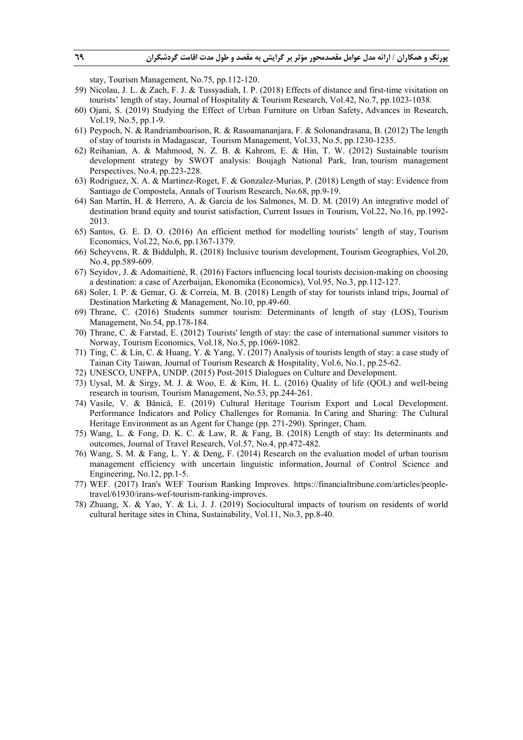stay, Tourism Management, No.75, pp.112-120.

59) Nicolau, J. L. & Zach, F. J. & Tussyadiah, I. P. (2018) Effects of distance and first-time visitation on tourists' length of stay, Journal of Hospitality & Tourism Research, Vol.42, No.7, pp.1023-1038.
60) Ojani, S. (2019) Studying the Effect of Urban Furniture on Urban Safety, Advances in Research, Vol.19, No.5, pp.1-9.
61) Peypoch, N. & Randriamboarison, R. & Rasoamananjara, F. & Solonandrasana, B. (2012) The length of stay of tourists in Madagascar, Tourism Management, Vol.33, No.5, pp.1230-1235.
62) Reihanian, A. & Mahmood, N. Z. B. & Kahrom, E. & Hin, T. W. (2012) Sustainable tourism development strategy by SWOT analysis: Boujagh National Park, Iran, tourism management Perspectives, No.4, pp.223-228.
63) Rodriguez, X. A. & Martinez-Roget, F. & Gonzalez-Murias, P. (2018) Length of stay: Evidence from Santiago de Compostela, Annals of Tourism Research, No.68, pp.9-19.
64) San Martín, H. & Herrero, A. & García de los Salmones, M. D. M. (2019) An integrative model of destination brand equity and tourist satisfaction, Current Issues in Tourism, Vol.22, No.16, pp.1992-2013.
65) Santos, G. E. D. O. (2016) An efficient method for modelling tourists' length of stay, Tourism Economics, Vol.22, No.6, pp.1367-1379.
66) Scheyvens, R. & Biddulph, R. (2018) Inclusive tourism development, Tourism Geographies, Vol.20, No.4, pp.589-609.
67) Seyidov, J. & Adomaitienė, R. (2016) Factors influencing local tourists decision-making on choosing a destination: a case of Azerbaijan, Ekonomika (Economics), Vol.95, No.3, pp.112-127.
68) Soler, I. P. & Gemar, G. & Correia, M. B. (2018) Length of stay for tourists inland trips, Journal of Destination Marketing & Management, No.10, pp.49-60.
69) Thrane, C. (2016) Students summer tourism: Determinants of length of stay (LOS), Tourism Management, No.54, pp.178-184.
70) Thrane, C. & Farstad, E. (2012) Tourists' length of stay: the case of international summer visitors to Norway, Tourism Economics, Vol.18, No.5, pp.1069-1082.
71) Ting, C. & Lin, C. & Huang, Y. & Yang, Y. (2017) Analysis of tourists length of stay: a case study of Tainan City Taiwan, Journal of Tourism Research & Hospitality, Vol.6, No.1, pp.25-62.
72) UNESCO, UNFPA, UNDP. (2015) Post-2015 Dialogues on Culture and Development.
73) Uysal, M. & Sirgy, M. J. & Woo, E. & Kim, H. L. (2016) Quality of life (QOL) and well-being research in tourism, Tourism Management, No.53, pp.244-261.
74) Vasile, V. & Bănică, E. (2019) Cultural Heritage Tourism Export and Local Development. Performance Indicators and Policy Challenges for Romania. In Caring and Sharing: The Cultural Heritage Environment as an Agent for Change (pp. 271-290). Springer, Cham.
75) Wang, L. & Fong, D. K. C. & Law, R. & Fang, B. (2018) Length of stay: Its determinants and outcomes, Journal of Travel Research, Vol.57, No.4, pp.472-482.
76) Wang, S. M. & Fang, L. Y. & Deng, F. (2014) Research on the evaluation model of urban tourism management efficiency with uncertain linguistic information, Journal of Control Science and Engineering, No.12, pp.1-5.
77) WEF. (2017) Iran's WEF Tourism Ranking Improves. https://financialtribune.com/articles/people-travel/61930/irans-wef-tourism-ranking-improves.
78) Zhuang, X. & Yao, Y. & Li, J. J. (2019) Sociocultural impacts of tourism on residents of world cultural heritage sites in China, Sustainability, Vol.11, No.3, pp.8-40.